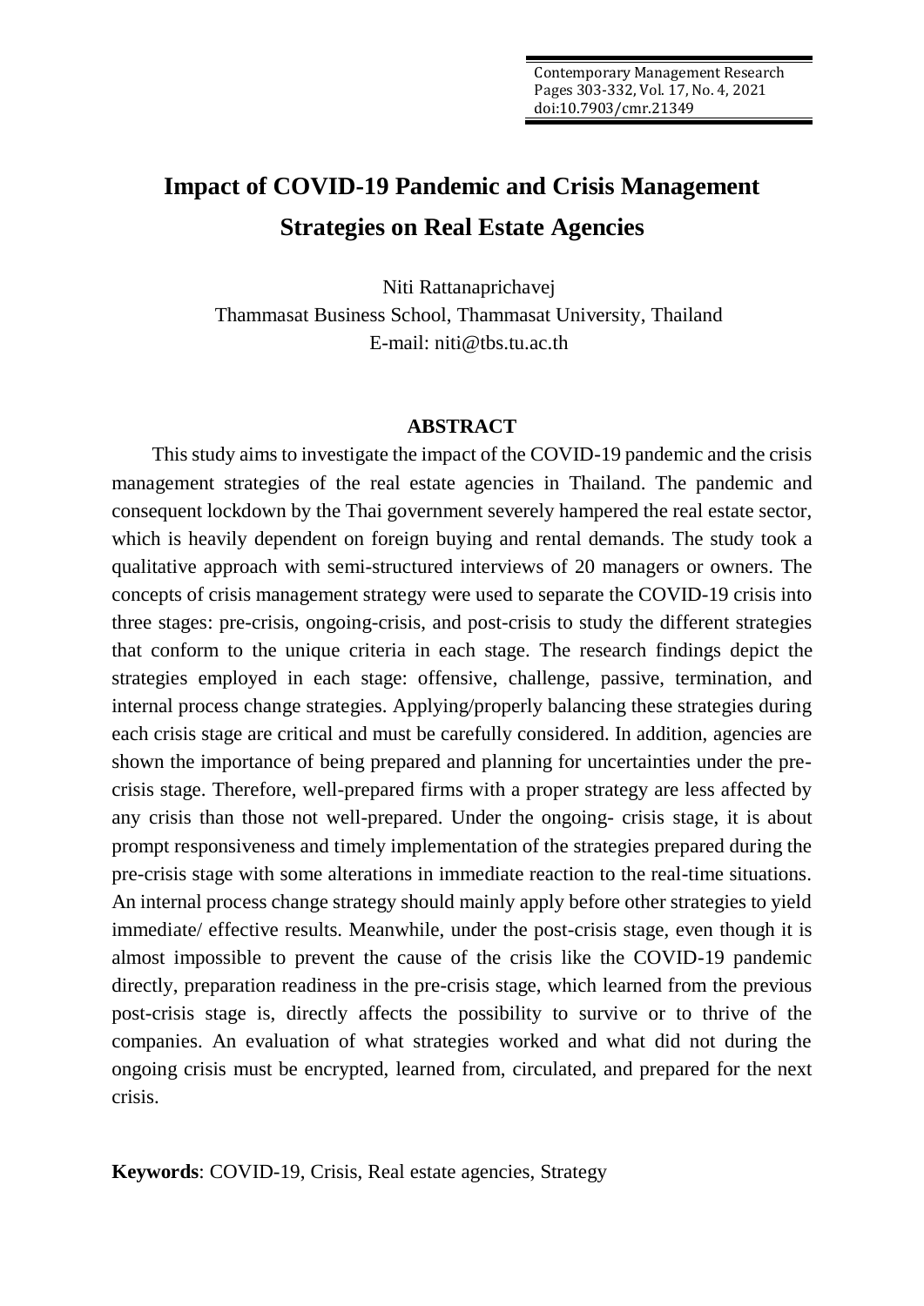# Impact of COVID-19 Pandemic and Crisis Management Strategies on Real Estate Agencies

Niti Rattanaprichavej
Thammasat Business School, Thammasat University, Thailand
E-mail: niti@tbs.tu.ac.th

## ABSTRACT

This study aims to investigate the impact of the COVID-19 pandemic and the crisis management strategies of the real estate agencies in Thailand. The pandemic and consequent lockdown by the Thai government severely hampered the real estate sector, which is heavily dependent on foreign buying and rental demands. The study took a qualitative approach with semi-structured interviews of 20 managers or owners. The concepts of crisis management strategy were used to separate the COVID-19 crisis into three stages: pre-crisis, ongoing-crisis, and post-crisis to study the different strategies that conform to the unique criteria in each stage. The research findings depict the strategies employed in each stage: offensive, challenge, passive, termination, and internal process change strategies. Applying/properly balancing these strategies during each crisis stage are critical and must be carefully considered. In addition, agencies are shown the importance of being prepared and planning for uncertainties under the pre-crisis stage. Therefore, well-prepared firms with a proper strategy are less affected by any crisis than those not well-prepared. Under the ongoing- crisis stage, it is about prompt responsiveness and timely implementation of the strategies prepared during the pre-crisis stage with some alterations in immediate reaction to the real-time situations. An internal process change strategy should mainly apply before other strategies to yield immediate/ effective results. Meanwhile, under the post-crisis stage, even though it is almost impossible to prevent the cause of the crisis like the COVID-19 pandemic directly, preparation readiness in the pre-crisis stage, which learned from the previous post-crisis stage is, directly affects the possibility to survive or to thrive of the companies. An evaluation of what strategies worked and what did not during the ongoing crisis must be encrypted, learned from, circulated, and prepared for the next crisis.

**Keywords**: COVID-19, Crisis, Real estate agencies, Strategy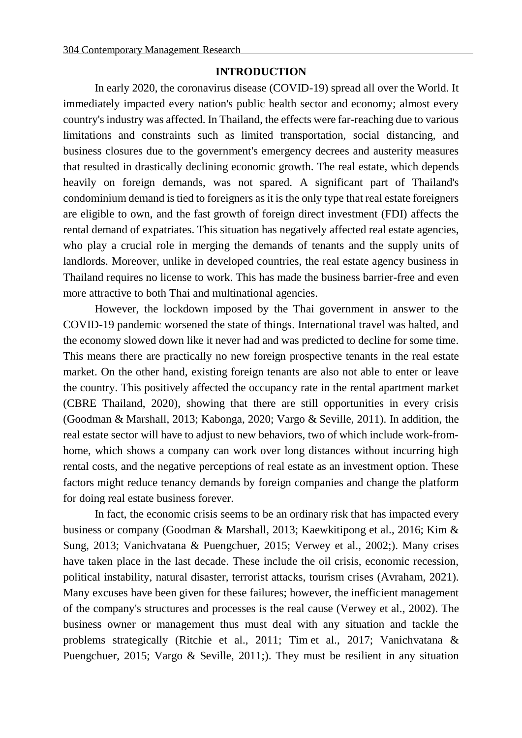## INTRODUCTION

In early 2020, the coronavirus disease (COVID-19) spread all over the World. It immediately impacted every nation's public health sector and economy; almost every country's industry was affected. In Thailand, the effects were far-reaching due to various limitations and constraints such as limited transportation, social distancing, and business closures due to the government's emergency decrees and austerity measures that resulted in drastically declining economic growth. The real estate, which depends heavily on foreign demands, was not spared. A significant part of Thailand's condominium demand is tied to foreigners as it is the only type that real estate foreigners are eligible to own, and the fast growth of foreign direct investment (FDI) affects the rental demand of expatriates. This situation has negatively affected real estate agencies, who play a crucial role in merging the demands of tenants and the supply units of landlords. Moreover, unlike in developed countries, the real estate agency business in Thailand requires no license to work. This has made the business barrier-free and even more attractive to both Thai and multinational agencies.

However, the lockdown imposed by the Thai government in answer to the COVID-19 pandemic worsened the state of things. International travel was halted, and the economy slowed down like it never had and was predicted to decline for some time. This means there are practically no new foreign prospective tenants in the real estate market. On the other hand, existing foreign tenants are also not able to enter or leave the country. This positively affected the occupancy rate in the rental apartment market (CBRE Thailand, 2020), showing that there are still opportunities in every crisis (Goodman & Marshall, 2013; Kabonga, 2020; Vargo & Seville, 2011). In addition, the real estate sector will have to adjust to new behaviors, two of which include work-from-home, which shows a company can work over long distances without incurring high rental costs, and the negative perceptions of real estate as an investment option. These factors might reduce tenancy demands by foreign companies and change the platform for doing real estate business forever.

In fact, the economic crisis seems to be an ordinary risk that has impacted every business or company (Goodman & Marshall, 2013; Kaewkitipong et al., 2016; Kim & Sung, 2013; Vanichvatana & Puengchuer, 2015; Verwey et al., 2002;). Many crises have taken place in the last decade. These include the oil crisis, economic recession, political instability, natural disaster, terrorist attacks, tourism crises (Avraham, 2021). Many excuses have been given for these failures; however, the inefficient management of the company's structures and processes is the real cause (Verwey et al., 2002). The business owner or management thus must deal with any situation and tackle the problems strategically (Ritchie et al., 2011; Tim et al., 2017; Vanichvatana & Puengchuer, 2015; Vargo & Seville, 2011;). They must be resilient in any situation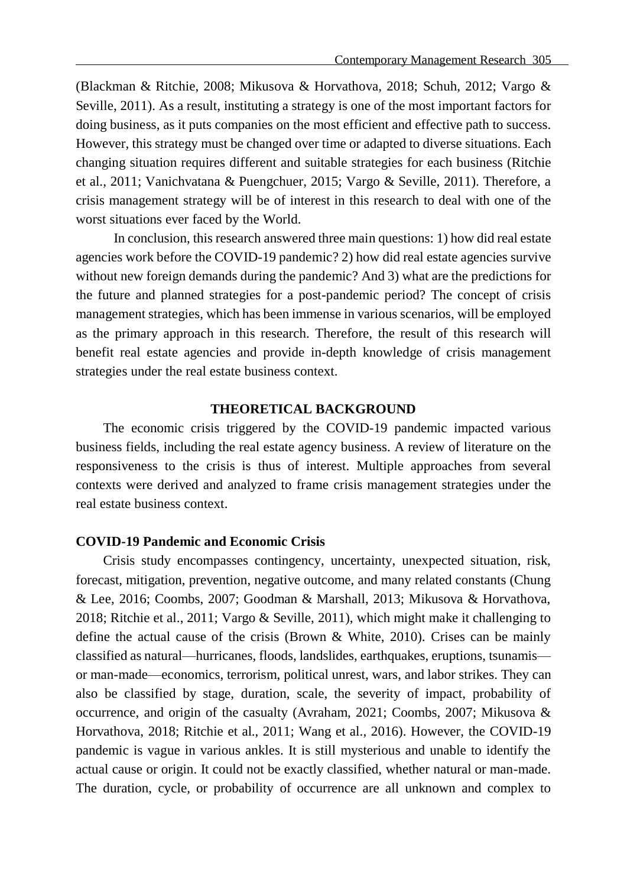(Blackman & Ritchie, 2008; Mikusova & Horvathova, 2018; Schuh, 2012; Vargo & Seville, 2011). As a result, instituting a strategy is one of the most important factors for doing business, as it puts companies on the most efficient and effective path to success. However, this strategy must be changed over time or adapted to diverse situations. Each changing situation requires different and suitable strategies for each business (Ritchie et al., 2011; Vanichvatana & Puengchuer, 2015; Vargo & Seville, 2011). Therefore, a crisis management strategy will be of interest in this research to deal with one of the worst situations ever faced by the World.

In conclusion, this research answered three main questions: 1) how did real estate agencies work before the COVID-19 pandemic? 2) how did real estate agencies survive without new foreign demands during the pandemic? And 3) what are the predictions for the future and planned strategies for a post-pandemic period? The concept of crisis management strategies, which has been immense in various scenarios, will be employed as the primary approach in this research. Therefore, the result of this research will benefit real estate agencies and provide in-depth knowledge of crisis management strategies under the real estate business context.

## THEORETICAL BACKGROUND

The economic crisis triggered by the COVID-19 pandemic impacted various business fields, including the real estate agency business. A review of literature on the responsiveness to the crisis is thus of interest. Multiple approaches from several contexts were derived and analyzed to frame crisis management strategies under the real estate business context.

### COVID-19 Pandemic and Economic Crisis

Crisis study encompasses contingency, uncertainty, unexpected situation, risk, forecast, mitigation, prevention, negative outcome, and many related constants (Chung & Lee, 2016; Coombs, 2007; Goodman & Marshall, 2013; Mikusova & Horvathova, 2018; Ritchie et al., 2011; Vargo & Seville, 2011), which might make it challenging to define the actual cause of the crisis (Brown & White, 2010). Crises can be mainly classified as natural—hurricanes, floods, landslides, earthquakes, eruptions, tsunamis—or man-made—economics, terrorism, political unrest, wars, and labor strikes. They can also be classified by stage, duration, scale, the severity of impact, probability of occurrence, and origin of the casualty (Avraham, 2021; Coombs, 2007; Mikusova & Horvathova, 2018; Ritchie et al., 2011; Wang et al., 2016). However, the COVID-19 pandemic is vague in various ankles. It is still mysterious and unable to identify the actual cause or origin. It could not be exactly classified, whether natural or man-made. The duration, cycle, or probability of occurrence are all unknown and complex to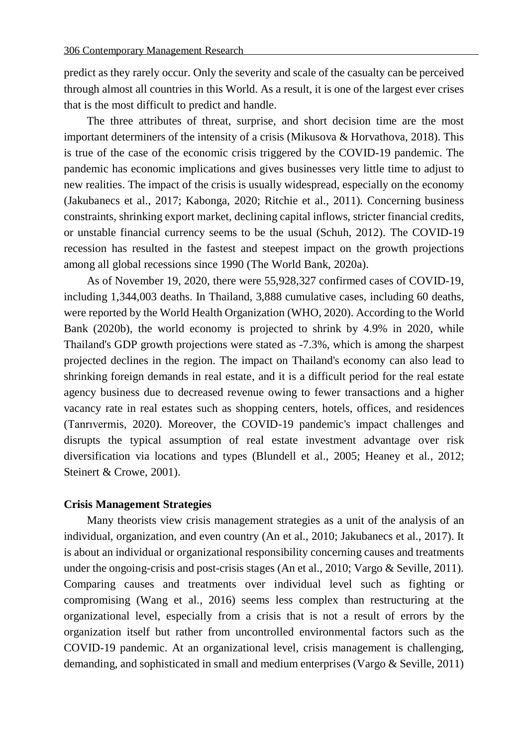predict as they rarely occur. Only the severity and scale of the casualty can be perceived through almost all countries in this World. As a result, it is one of the largest ever crises that is the most difficult to predict and handle.

The three attributes of threat, surprise, and short decision time are the most important determiners of the intensity of a crisis (Mikusova & Horvathova, 2018). This is true of the case of the economic crisis triggered by the COVID-19 pandemic. The pandemic has economic implications and gives businesses very little time to adjust to new realities. The impact of the crisis is usually widespread, especially on the economy (Jakubanecs et al., 2017; Kabonga, 2020; Ritchie et al., 2011). Concerning business constraints, shrinking export market, declining capital inflows, stricter financial credits, or unstable financial currency seems to be the usual (Schuh, 2012). The COVID-19 recession has resulted in the fastest and steepest impact on the growth projections among all global recessions since 1990 (The World Bank, 2020a).

As of November 19, 2020, there were 55,928,327 confirmed cases of COVID-19, including 1,344,003 deaths. In Thailand, 3,888 cumulative cases, including 60 deaths, were reported by the World Health Organization (WHO, 2020). According to the World Bank (2020b), the world economy is projected to shrink by 4.9% in 2020, while Thailand's GDP growth projections were stated as -7.3%, which is among the sharpest projected declines in the region. The impact on Thailand's economy can also lead to shrinking foreign demands in real estate, and it is a difficult period for the real estate agency business due to decreased revenue owing to fewer transactions and a higher vacancy rate in real estates such as shopping centers, hotels, offices, and residences (Tanrıvermis, 2020). Moreover, the COVID-19 pandemic's impact challenges and disrupts the typical assumption of real estate investment advantage over risk diversification via locations and types (Blundell et al., 2005; Heaney et al., 2012; Steinert & Crowe, 2001).

## Crisis Management Strategies

Many theorists view crisis management strategies as a unit of the analysis of an individual, organization, and even country (An et al., 2010; Jakubanecs et al., 2017). It is about an individual or organizational responsibility concerning causes and treatments under the ongoing-crisis and post-crisis stages (An et al., 2010; Vargo & Seville, 2011). Comparing causes and treatments over individual level such as fighting or compromising (Wang et al., 2016) seems less complex than restructuring at the organizational level, especially from a crisis that is not a result of errors by the organization itself but rather from uncontrolled environmental factors such as the COVID-19 pandemic. At an organizational level, crisis management is challenging, demanding, and sophisticated in small and medium enterprises (Vargo & Seville, 2011)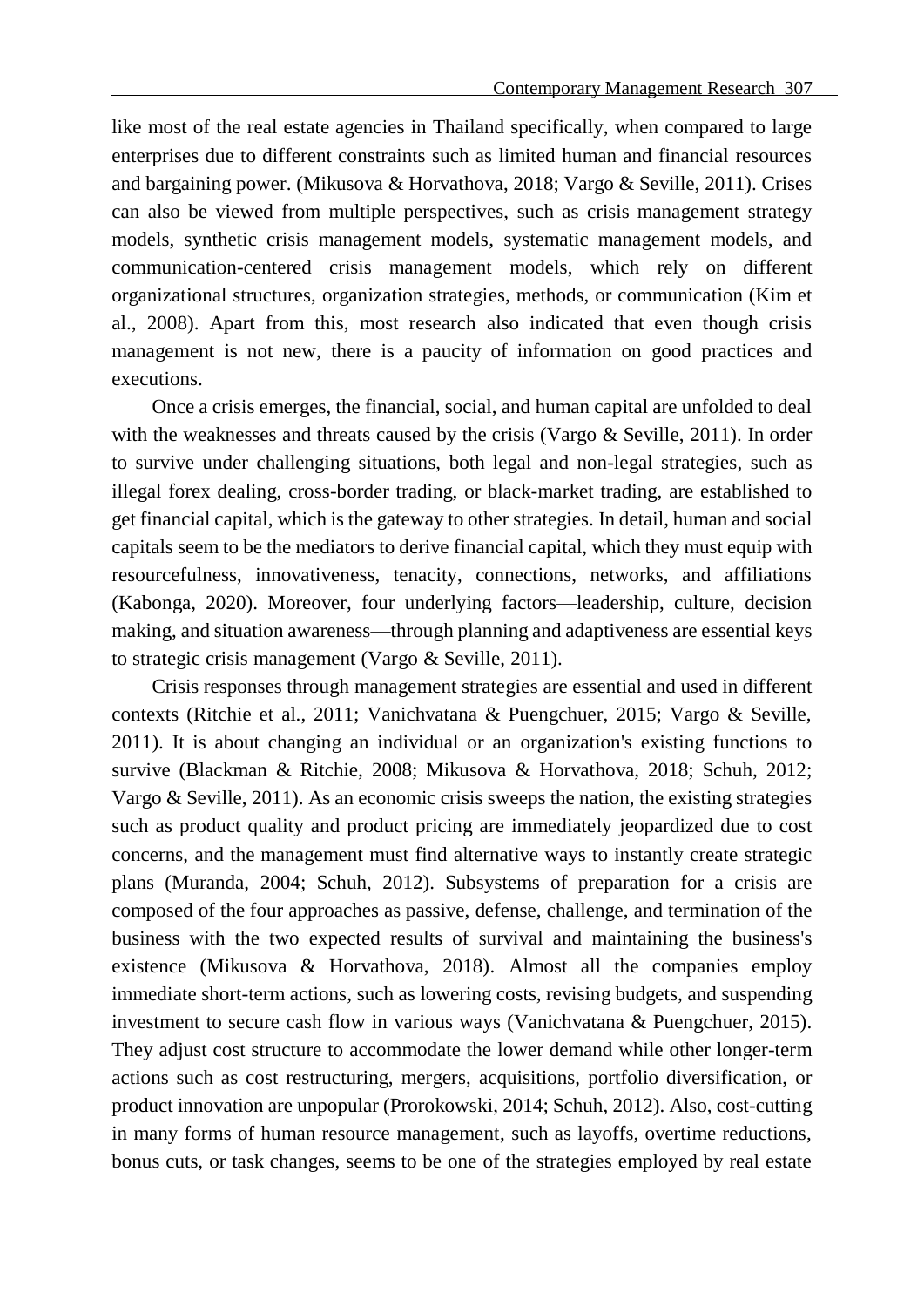like most of the real estate agencies in Thailand specifically, when compared to large enterprises due to different constraints such as limited human and financial resources and bargaining power. (Mikusova & Horvathova, 2018; Vargo & Seville, 2011). Crises can also be viewed from multiple perspectives, such as crisis management strategy models, synthetic crisis management models, systematic management models, and communication-centered crisis management models, which rely on different organizational structures, organization strategies, methods, or communication (Kim et al., 2008). Apart from this, most research also indicated that even though crisis management is not new, there is a paucity of information on good practices and executions.

Once a crisis emerges, the financial, social, and human capital are unfolded to deal with the weaknesses and threats caused by the crisis (Vargo & Seville, 2011). In order to survive under challenging situations, both legal and non-legal strategies, such as illegal forex dealing, cross-border trading, or black-market trading, are established to get financial capital, which is the gateway to other strategies. In detail, human and social capitals seem to be the mediators to derive financial capital, which they must equip with resourcefulness, innovativeness, tenacity, connections, networks, and affiliations (Kabonga, 2020). Moreover, four underlying factors—leadership, culture, decision making, and situation awareness—through planning and adaptiveness are essential keys to strategic crisis management (Vargo & Seville, 2011).

Crisis responses through management strategies are essential and used in different contexts (Ritchie et al., 2011; Vanichvatana & Puengchuer, 2015; Vargo & Seville, 2011). It is about changing an individual or an organization's existing functions to survive (Blackman & Ritchie, 2008; Mikusova & Horvathova, 2018; Schuh, 2012; Vargo & Seville, 2011). As an economic crisis sweeps the nation, the existing strategies such as product quality and product pricing are immediately jeopardized due to cost concerns, and the management must find alternative ways to instantly create strategic plans (Muranda, 2004; Schuh, 2012). Subsystems of preparation for a crisis are composed of the four approaches as passive, defense, challenge, and termination of the business with the two expected results of survival and maintaining the business's existence (Mikusova & Horvathova, 2018). Almost all the companies employ immediate short-term actions, such as lowering costs, revising budgets, and suspending investment to secure cash flow in various ways (Vanichvatana & Puengchuer, 2015). They adjust cost structure to accommodate the lower demand while other longer-term actions such as cost restructuring, mergers, acquisitions, portfolio diversification, or product innovation are unpopular (Prorokowski, 2014; Schuh, 2012). Also, cost-cutting in many forms of human resource management, such as layoffs, overtime reductions, bonus cuts, or task changes, seems to be one of the strategies employed by real estate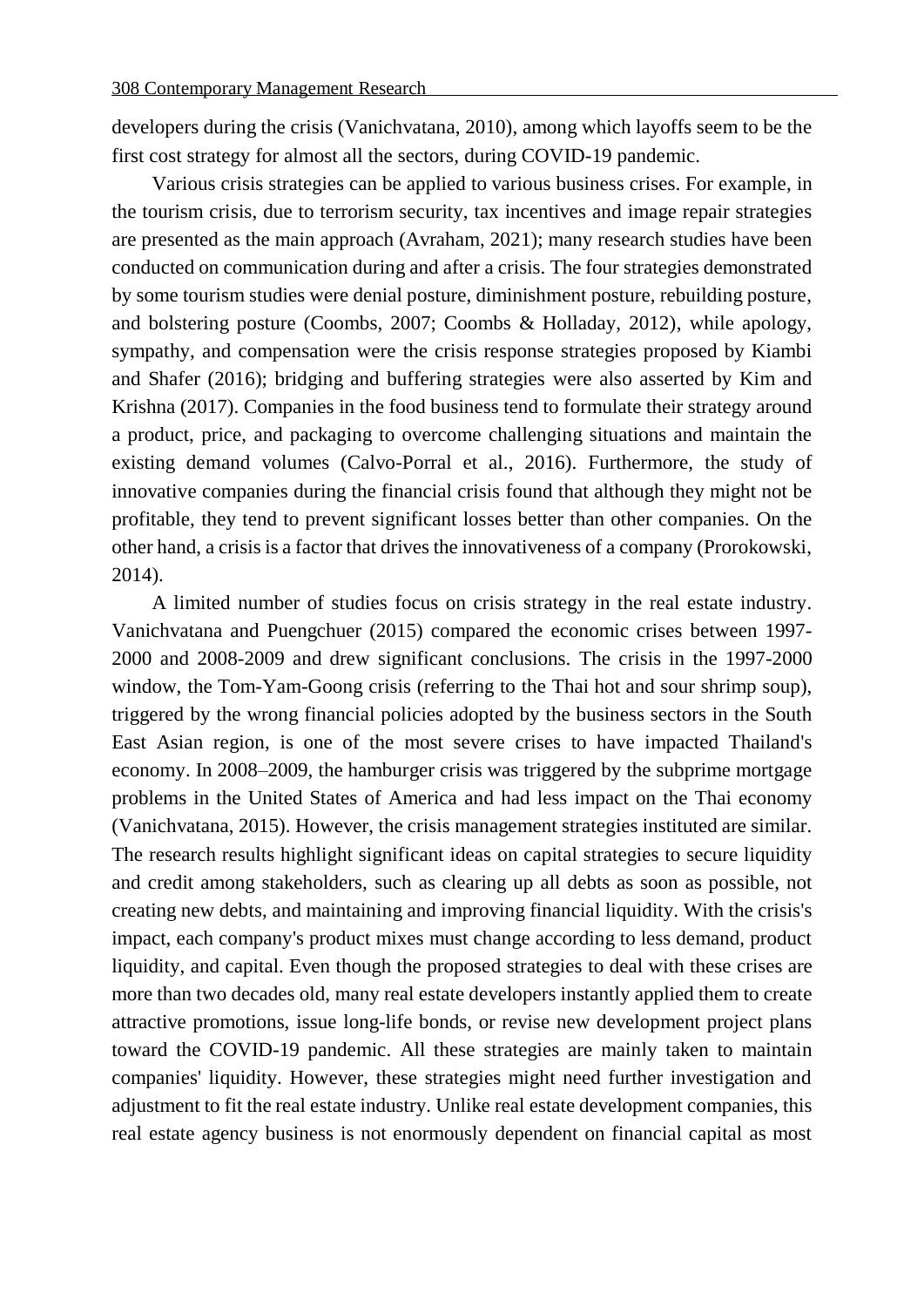developers during the crisis (Vanichvatana, 2010), among which layoffs seem to be the first cost strategy for almost all the sectors, during COVID-19 pandemic.

Various crisis strategies can be applied to various business crises. For example, in the tourism crisis, due to terrorism security, tax incentives and image repair strategies are presented as the main approach (Avraham, 2021); many research studies have been conducted on communication during and after a crisis. The four strategies demonstrated by some tourism studies were denial posture, diminishment posture, rebuilding posture, and bolstering posture (Coombs, 2007; Coombs & Holladay, 2012), while apology, sympathy, and compensation were the crisis response strategies proposed by Kiambi and Shafer (2016); bridging and buffering strategies were also asserted by Kim and Krishna (2017). Companies in the food business tend to formulate their strategy around a product, price, and packaging to overcome challenging situations and maintain the existing demand volumes (Calvo-Porral et al., 2016). Furthermore, the study of innovative companies during the financial crisis found that although they might not be profitable, they tend to prevent significant losses better than other companies. On the other hand, a crisis is a factor that drives the innovativeness of a company (Prorokowski, 2014).

A limited number of studies focus on crisis strategy in the real estate industry. Vanichvatana and Puengchuer (2015) compared the economic crises between 1997-2000 and 2008-2009 and drew significant conclusions. The crisis in the 1997-2000 window, the Tom-Yam-Goong crisis (referring to the Thai hot and sour shrimp soup), triggered by the wrong financial policies adopted by the business sectors in the South East Asian region, is one of the most severe crises to have impacted Thailand's economy. In 2008–2009, the hamburger crisis was triggered by the subprime mortgage problems in the United States of America and had less impact on the Thai economy (Vanichvatana, 2015). However, the crisis management strategies instituted are similar. The research results highlight significant ideas on capital strategies to secure liquidity and credit among stakeholders, such as clearing up all debts as soon as possible, not creating new debts, and maintaining and improving financial liquidity. With the crisis's impact, each company's product mixes must change according to less demand, product liquidity, and capital. Even though the proposed strategies to deal with these crises are more than two decades old, many real estate developers instantly applied them to create attractive promotions, issue long-life bonds, or revise new development project plans toward the COVID-19 pandemic. All these strategies are mainly taken to maintain companies' liquidity. However, these strategies might need further investigation and adjustment to fit the real estate industry. Unlike real estate development companies, this real estate agency business is not enormously dependent on financial capital as most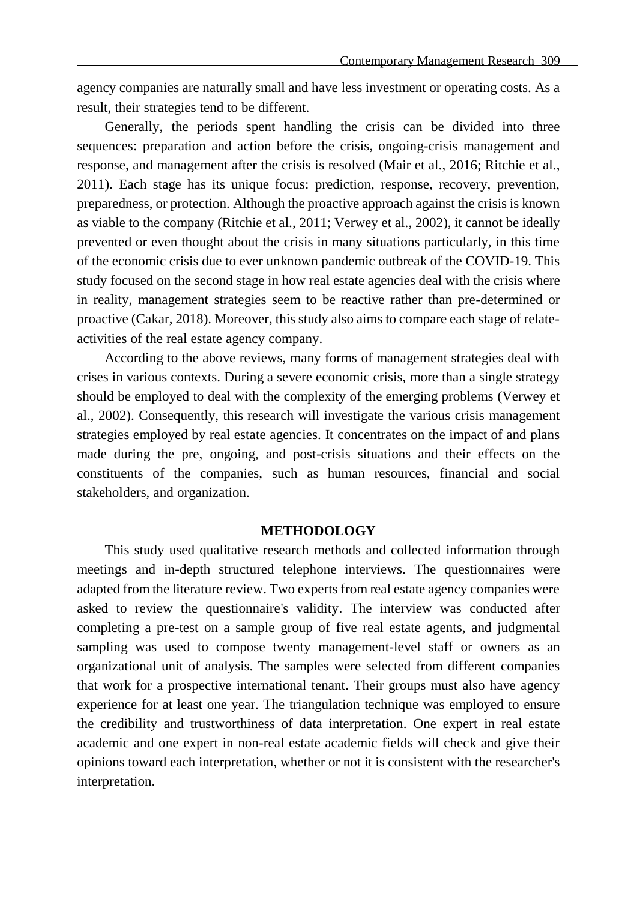agency companies are naturally small and have less investment or operating costs. As a result, their strategies tend to be different.

Generally, the periods spent handling the crisis can be divided into three sequences: preparation and action before the crisis, ongoing-crisis management and response, and management after the crisis is resolved (Mair et al., 2016; Ritchie et al., 2011). Each stage has its unique focus: prediction, response, recovery, prevention, preparedness, or protection. Although the proactive approach against the crisis is known as viable to the company (Ritchie et al., 2011; Verwey et al., 2002), it cannot be ideally prevented or even thought about the crisis in many situations particularly, in this time of the economic crisis due to ever unknown pandemic outbreak of the COVID-19. This study focused on the second stage in how real estate agencies deal with the crisis where in reality, management strategies seem to be reactive rather than pre-determined or proactive (Cakar, 2018). Moreover, this study also aims to compare each stage of relate-activities of the real estate agency company.

According to the above reviews, many forms of management strategies deal with crises in various contexts. During a severe economic crisis, more than a single strategy should be employed to deal with the complexity of the emerging problems (Verwey et al., 2002). Consequently, this research will investigate the various crisis management strategies employed by real estate agencies. It concentrates on the impact of and plans made during the pre, ongoing, and post-crisis situations and their effects on the constituents of the companies, such as human resources, financial and social stakeholders, and organization.

## METHODOLOGY

This study used qualitative research methods and collected information through meetings and in-depth structured telephone interviews. The questionnaires were adapted from the literature review. Two experts from real estate agency companies were asked to review the questionnaire's validity. The interview was conducted after completing a pre-test on a sample group of five real estate agents, and judgmental sampling was used to compose twenty management-level staff or owners as an organizational unit of analysis. The samples were selected from different companies that work for a prospective international tenant. Their groups must also have agency experience for at least one year. The triangulation technique was employed to ensure the credibility and trustworthiness of data interpretation. One expert in real estate academic and one expert in non-real estate academic fields will check and give their opinions toward each interpretation, whether or not it is consistent with the researcher's interpretation.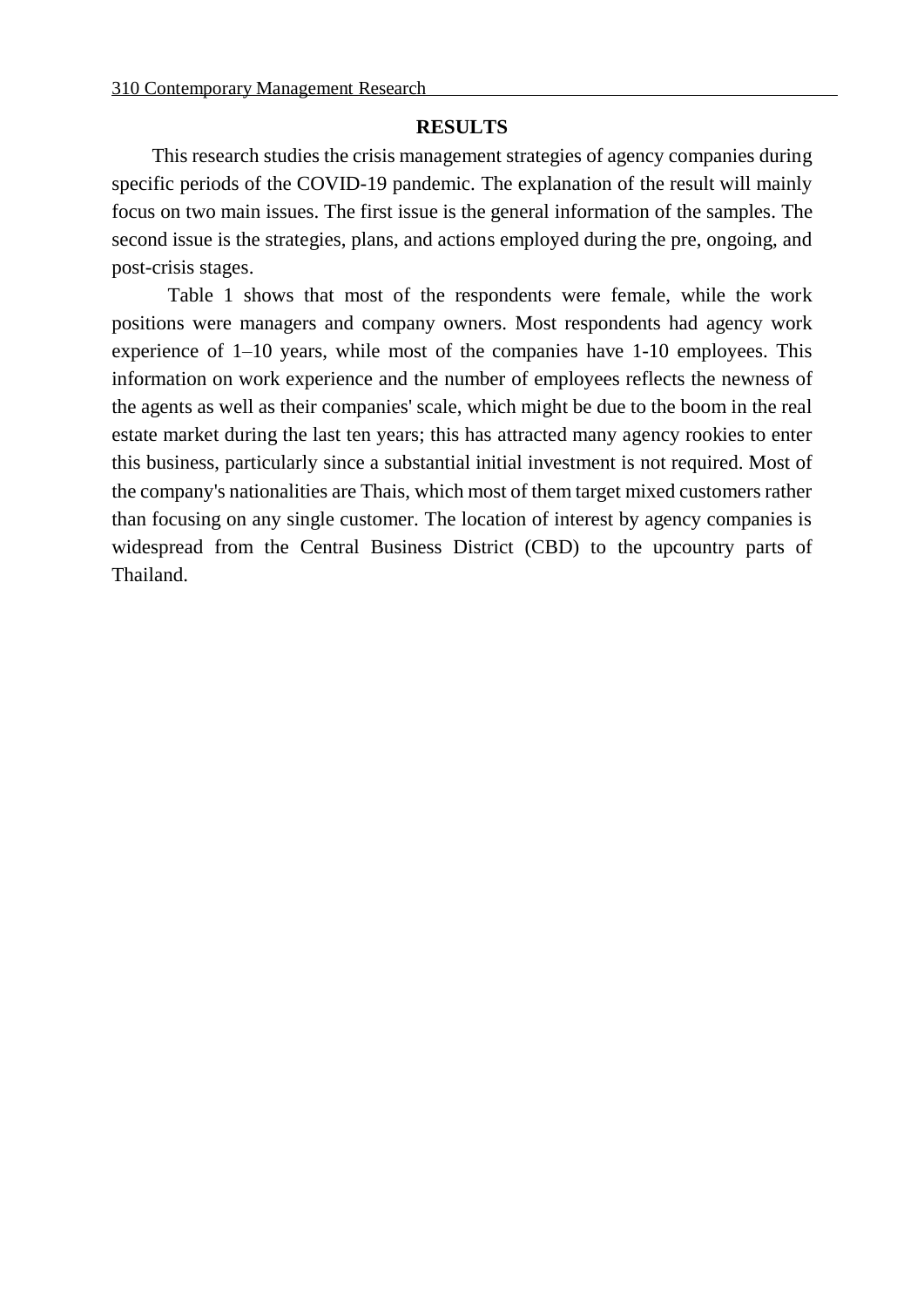## RESULTS

This research studies the crisis management strategies of agency companies during specific periods of the COVID-19 pandemic. The explanation of the result will mainly focus on two main issues. The first issue is the general information of the samples. The second issue is the strategies, plans, and actions employed during the pre, ongoing, and post-crisis stages.

Table 1 shows that most of the respondents were female, while the work positions were managers and company owners. Most respondents had agency work experience of 1–10 years, while most of the companies have 1-10 employees. This information on work experience and the number of employees reflects the newness of the agents as well as their companies' scale, which might be due to the boom in the real estate market during the last ten years; this has attracted many agency rookies to enter this business, particularly since a substantial initial investment is not required. Most of the company's nationalities are Thais, which most of them target mixed customers rather than focusing on any single customer. The location of interest by agency companies is widespread from the Central Business District (CBD) to the upcountry parts of Thailand.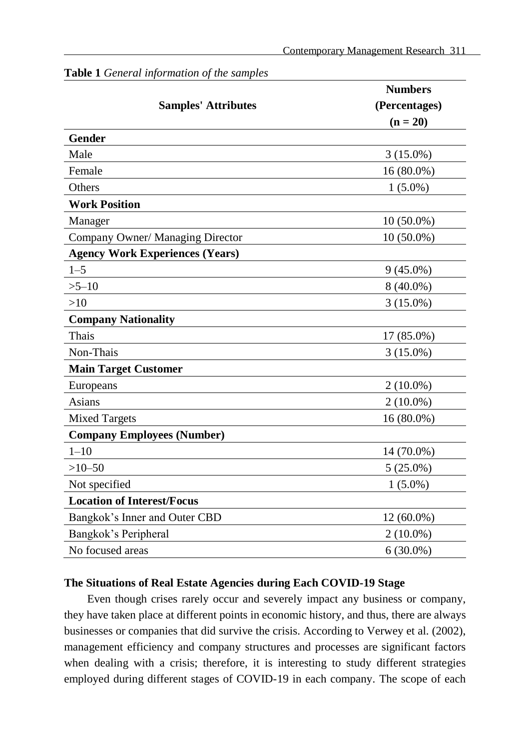**Table 1** *General information of the samples*

| Samples' Attributes | Numbers (Percentages) (n = 20) |
|---|---|
| **Gender** | |
| Male | 3 (15.0%) |
| Female | 16 (80.0%) |
| Others | 1 (5.0%) |
| **Work Position** | |
| Manager | 10 (50.0%) |
| Company Owner/ Managing Director | 10 (50.0%) |
| **Agency Work Experiences (Years)** | |
| 1–5 | 9 (45.0%) |
| >5–10 | 8 (40.0%) |
| >10 | 3 (15.0%) |
| **Company Nationality** | |
| Thais | 17 (85.0%) |
| Non-Thais | 3 (15.0%) |
| **Main Target Customer** | |
| Europeans | 2 (10.0%) |
| Asians | 2 (10.0%) |
| Mixed Targets | 16 (80.0%) |
| **Company Employees (Number)** | |
| 1–10 | 14 (70.0%) |
| >10–50 | 5 (25.0%) |
| Not specified | 1 (5.0%) |
| **Location of Interest/Focus** | |
| Bangkok's Inner and Outer CBD | 12 (60.0%) |
| Bangkok's Peripheral | 2 (10.0%) |
| No focused areas | 6 (30.0%) |

## The Situations of Real Estate Agencies during Each COVID-19 Stage

Even though crises rarely occur and severely impact any business or company, they have taken place at different points in economic history, and thus, there are always businesses or companies that did survive the crisis. According to Verwey et al. (2002), management efficiency and company structures and processes are significant factors when dealing with a crisis; therefore, it is interesting to study different strategies employed during different stages of COVID-19 in each company. The scope of each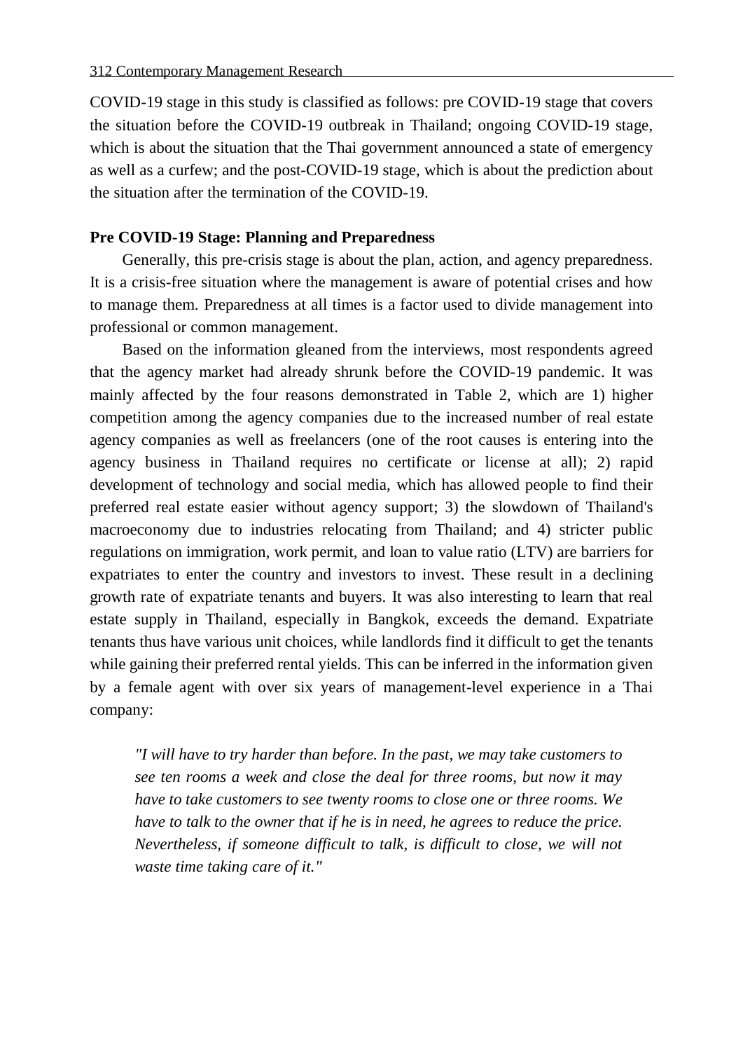COVID-19 stage in this study is classified as follows: pre COVID-19 stage that covers the situation before the COVID-19 outbreak in Thailand; ongoing COVID-19 stage, which is about the situation that the Thai government announced a state of emergency as well as a curfew; and the post-COVID-19 stage, which is about the prediction about the situation after the termination of the COVID-19.

**Pre COVID-19 Stage: Planning and Preparedness**

Generally, this pre-crisis stage is about the plan, action, and agency preparedness. It is a crisis-free situation where the management is aware of potential crises and how to manage them. Preparedness at all times is a factor used to divide management into professional or common management.

Based on the information gleaned from the interviews, most respondents agreed that the agency market had already shrunk before the COVID-19 pandemic. It was mainly affected by the four reasons demonstrated in Table 2, which are 1) higher competition among the agency companies due to the increased number of real estate agency companies as well as freelancers (one of the root causes is entering into the agency business in Thailand requires no certificate or license at all); 2) rapid development of technology and social media, which has allowed people to find their preferred real estate easier without agency support; 3) the slowdown of Thailand's macroeconomy due to industries relocating from Thailand; and 4) stricter public regulations on immigration, work permit, and loan to value ratio (LTV) are barriers for expatriates to enter the country and investors to invest. These result in a declining growth rate of expatriate tenants and buyers. It was also interesting to learn that real estate supply in Thailand, especially in Bangkok, exceeds the demand. Expatriate tenants thus have various unit choices, while landlords find it difficult to get the tenants while gaining their preferred rental yields. This can be inferred in the information given by a female agent with over six years of management-level experience in a Thai company:

> *"I will have to try harder than before. In the past, we may take customers to see ten rooms a week and close the deal for three rooms, but now it may have to take customers to see twenty rooms to close one or three rooms. We have to talk to the owner that if he is in need, he agrees to reduce the price. Nevertheless, if someone difficult to talk, is difficult to close, we will not waste time taking care of it."*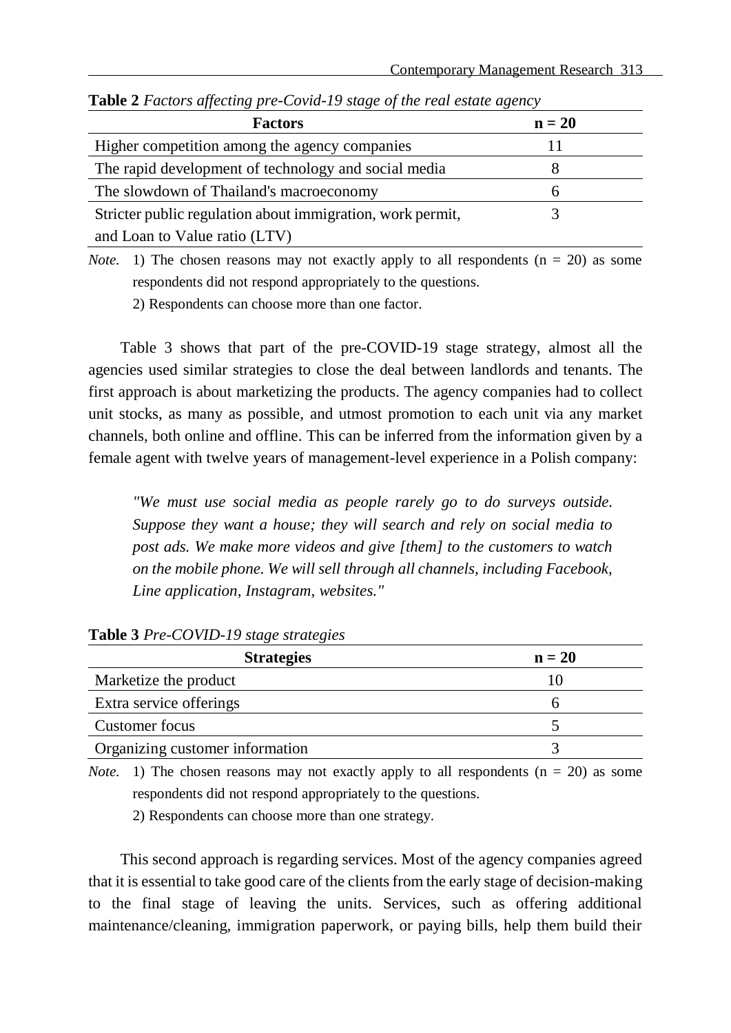**Table 2** *Factors affecting pre-Covid-19 stage of the real estate agency*

| Factors | n = 20 |
|---|---|
| Higher competition among the agency companies | 11 |
| The rapid development of technology and social media | 8 |
| The slowdown of Thailand's macroeconomy | 6 |
| Stricter public regulation about immigration, work permit, and Loan to Value ratio (LTV) | 3 |

*Note.* 1) The chosen reasons may not exactly apply to all respondents (n = 20) as some respondents did not respond appropriately to the questions.
2) Respondents can choose more than one factor.

Table 3 shows that part of the pre-COVID-19 stage strategy, almost all the agencies used similar strategies to close the deal between landlords and tenants. The first approach is about marketizing the products. The agency companies had to collect unit stocks, as many as possible, and utmost promotion to each unit via any market channels, both online and offline. This can be inferred from the information given by a female agent with twelve years of management-level experience in a Polish company:

> *"We must use social media as people rarely go to do surveys outside. Suppose they want a house; they will search and rely on social media to post ads. We make more videos and give [them] to the customers to watch on the mobile phone. We will sell through all channels, including Facebook, Line application, Instagram, websites."*

**Table 3** *Pre-COVID-19 stage strategies*

| Strategies | n = 20 |
|---|---|
| Marketize the product | 10 |
| Extra service offerings | 6 |
| Customer focus | 5 |
| Organizing customer information | 3 |

*Note.* 1) The chosen reasons may not exactly apply to all respondents (n = 20) as some respondents did not respond appropriately to the questions.
2) Respondents can choose more than one strategy.

This second approach is regarding services. Most of the agency companies agreed that it is essential to take good care of the clients from the early stage of decision-making to the final stage of leaving the units. Services, such as offering additional maintenance/cleaning, immigration paperwork, or paying bills, help them build their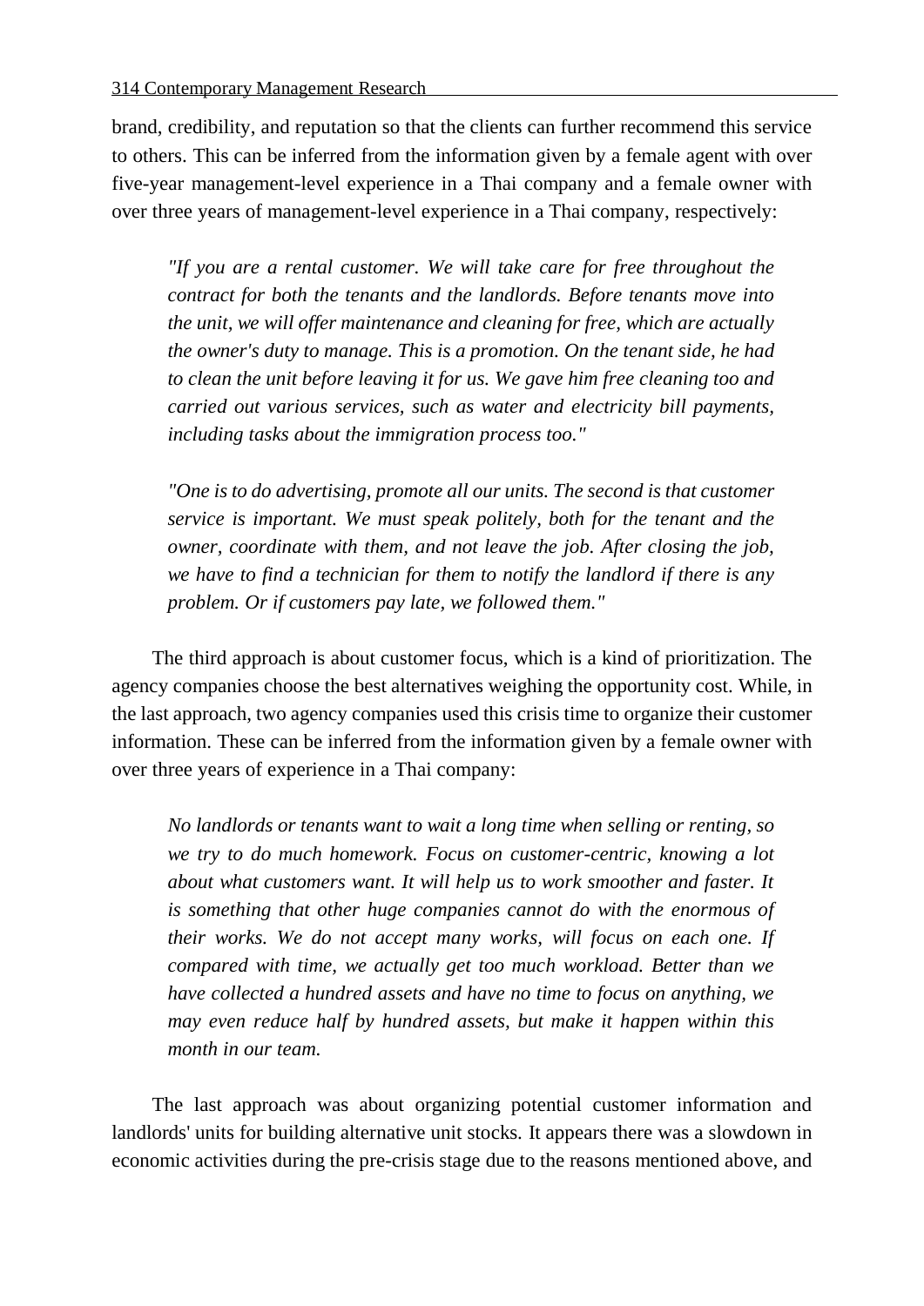brand, credibility, and reputation so that the clients can further recommend this service to others. This can be inferred from the information given by a female agent with over five-year management-level experience in a Thai company and a female owner with over three years of management-level experience in a Thai company, respectively:

> *"If you are a rental customer. We will take care for free throughout the contract for both the tenants and the landlords. Before tenants move into the unit, we will offer maintenance and cleaning for free, which are actually the owner's duty to manage. This is a promotion. On the tenant side, he had to clean the unit before leaving it for us. We gave him free cleaning too and carried out various services, such as water and electricity bill payments, including tasks about the immigration process too."*

> *"One is to do advertising, promote all our units. The second is that customer service is important. We must speak politely, both for the tenant and the owner, coordinate with them, and not leave the job. After closing the job, we have to find a technician for them to notify the landlord if there is any problem. Or if customers pay late, we followed them."*

The third approach is about customer focus, which is a kind of prioritization. The agency companies choose the best alternatives weighing the opportunity cost. While, in the last approach, two agency companies used this crisis time to organize their customer information. These can be inferred from the information given by a female owner with over three years of experience in a Thai company:

> *No landlords or tenants want to wait a long time when selling or renting, so we try to do much homework. Focus on customer-centric, knowing a lot about what customers want. It will help us to work smoother and faster. It is something that other huge companies cannot do with the enormous of their works. We do not accept many works, will focus on each one. If compared with time, we actually get too much workload. Better than we have collected a hundred assets and have no time to focus on anything, we may even reduce half by hundred assets, but make it happen within this month in our team.*

The last approach was about organizing potential customer information and landlords' units for building alternative unit stocks. It appears there was a slowdown in economic activities during the pre-crisis stage due to the reasons mentioned above, and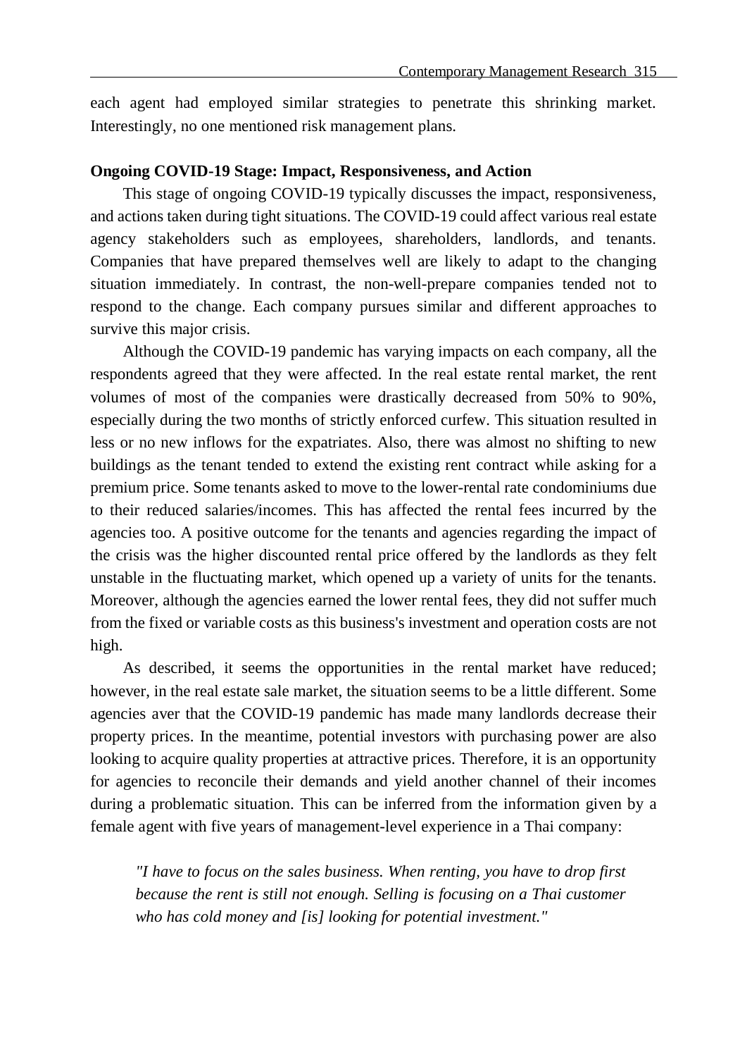each agent had employed similar strategies to penetrate this shrinking market. Interestingly, no one mentioned risk management plans.

**Ongoing COVID-19 Stage: Impact, Responsiveness, and Action**

This stage of ongoing COVID-19 typically discusses the impact, responsiveness, and actions taken during tight situations. The COVID-19 could affect various real estate agency stakeholders such as employees, shareholders, landlords, and tenants. Companies that have prepared themselves well are likely to adapt to the changing situation immediately. In contrast, the non-well-prepare companies tended not to respond to the change. Each company pursues similar and different approaches to survive this major crisis.

Although the COVID-19 pandemic has varying impacts on each company, all the respondents agreed that they were affected. In the real estate rental market, the rent volumes of most of the companies were drastically decreased from 50% to 90%, especially during the two months of strictly enforced curfew. This situation resulted in less or no new inflows for the expatriates. Also, there was almost no shifting to new buildings as the tenant tended to extend the existing rent contract while asking for a premium price. Some tenants asked to move to the lower-rental rate condominiums due to their reduced salaries/incomes. This has affected the rental fees incurred by the agencies too. A positive outcome for the tenants and agencies regarding the impact of the crisis was the higher discounted rental price offered by the landlords as they felt unstable in the fluctuating market, which opened up a variety of units for the tenants. Moreover, although the agencies earned the lower rental fees, they did not suffer much from the fixed or variable costs as this business's investment and operation costs are not high.

As described, it seems the opportunities in the rental market have reduced; however, in the real estate sale market, the situation seems to be a little different. Some agencies aver that the COVID-19 pandemic has made many landlords decrease their property prices. In the meantime, potential investors with purchasing power are also looking to acquire quality properties at attractive prices. Therefore, it is an opportunity for agencies to reconcile their demands and yield another channel of their incomes during a problematic situation. This can be inferred from the information given by a female agent with five years of management-level experience in a Thai company:

> *"I have to focus on the sales business. When renting, you have to drop first because the rent is still not enough. Selling is focusing on a Thai customer who has cold money and [is] looking for potential investment."*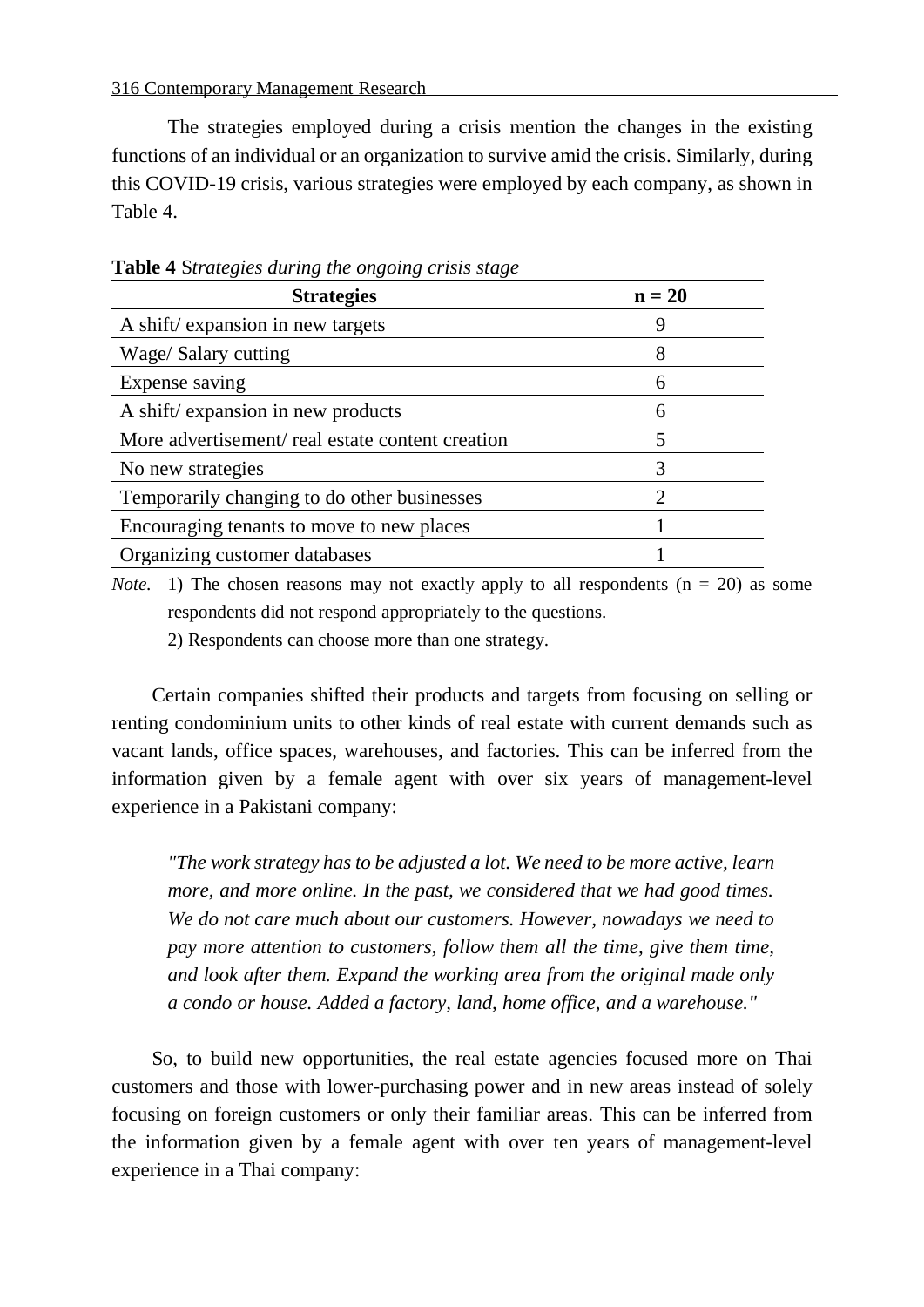The strategies employed during a crisis mention the changes in the existing functions of an individual or an organization to survive amid the crisis. Similarly, during this COVID-19 crisis, various strategies were employed by each company, as shown in Table 4.

**Table 4** *Strategies during the ongoing crisis stage*

| Strategies | n = 20 |
|---|---|
| A shift/ expansion in new targets | 9 |
| Wage/ Salary cutting | 8 |
| Expense saving | 6 |
| A shift/ expansion in new products | 6 |
| More advertisement/ real estate content creation | 5 |
| No new strategies | 3 |
| Temporarily changing to do other businesses | 2 |
| Encouraging tenants to move to new places | 1 |
| Organizing customer databases | 1 |

*Note.* 1) The chosen reasons may not exactly apply to all respondents (n = 20) as some respondents did not respond appropriately to the questions.
2) Respondents can choose more than one strategy.

Certain companies shifted their products and targets from focusing on selling or renting condominium units to other kinds of real estate with current demands such as vacant lands, office spaces, warehouses, and factories. This can be inferred from the information given by a female agent with over six years of management-level experience in a Pakistani company:

> *"The work strategy has to be adjusted a lot. We need to be more active, learn more, and more online. In the past, we considered that we had good times. We do not care much about our customers. However, nowadays we need to pay more attention to customers, follow them all the time, give them time, and look after them. Expand the working area from the original made only a condo or house. Added a factory, land, home office, and a warehouse."*

So, to build new opportunities, the real estate agencies focused more on Thai customers and those with lower-purchasing power and in new areas instead of solely focusing on foreign customers or only their familiar areas. This can be inferred from the information given by a female agent with over ten years of management-level experience in a Thai company: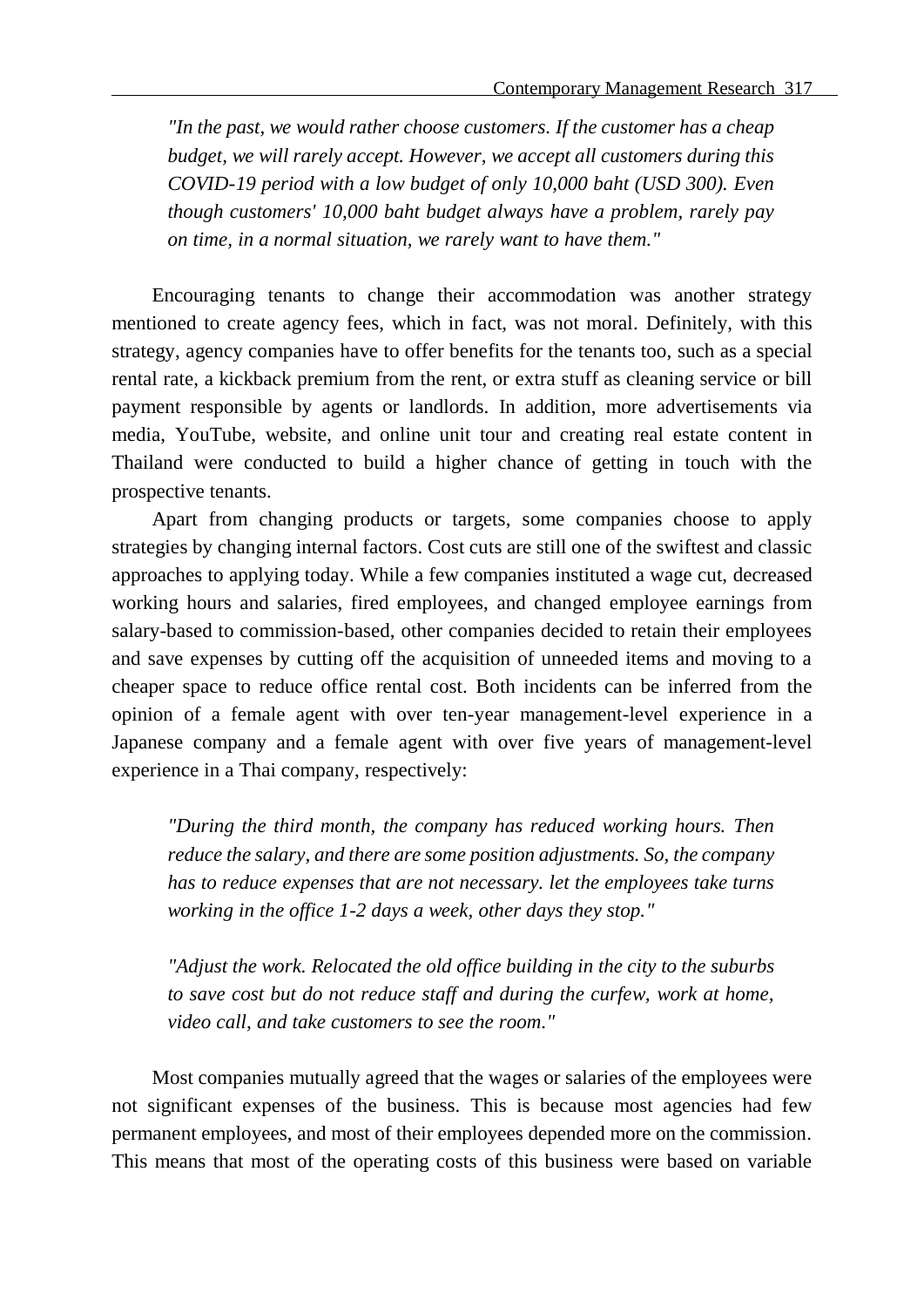*"In the past, we would rather choose customers. If the customer has a cheap budget, we will rarely accept. However, we accept all customers during this COVID-19 period with a low budget of only 10,000 baht (USD 300). Even though customers' 10,000 baht budget always have a problem, rarely pay on time, in a normal situation, we rarely want to have them."*

Encouraging tenants to change their accommodation was another strategy mentioned to create agency fees, which in fact, was not moral. Definitely, with this strategy, agency companies have to offer benefits for the tenants too, such as a special rental rate, a kickback premium from the rent, or extra stuff as cleaning service or bill payment responsible by agents or landlords. In addition, more advertisements via media, YouTube, website, and online unit tour and creating real estate content in Thailand were conducted to build a higher chance of getting in touch with the prospective tenants.

Apart from changing products or targets, some companies choose to apply strategies by changing internal factors. Cost cuts are still one of the swiftest and classic approaches to applying today. While a few companies instituted a wage cut, decreased working hours and salaries, fired employees, and changed employee earnings from salary-based to commission-based, other companies decided to retain their employees and save expenses by cutting off the acquisition of unneeded items and moving to a cheaper space to reduce office rental cost. Both incidents can be inferred from the opinion of a female agent with over ten-year management-level experience in a Japanese company and a female agent with over five years of management-level experience in a Thai company, respectively:

*"During the third month, the company has reduced working hours. Then reduce the salary, and there are some position adjustments. So, the company has to reduce expenses that are not necessary. let the employees take turns working in the office 1-2 days a week, other days they stop."*

*"Adjust the work. Relocated the old office building in the city to the suburbs to save cost but do not reduce staff and during the curfew, work at home, video call, and take customers to see the room."*

Most companies mutually agreed that the wages or salaries of the employees were not significant expenses of the business. This is because most agencies had few permanent employees, and most of their employees depended more on the commission. This means that most of the operating costs of this business were based on variable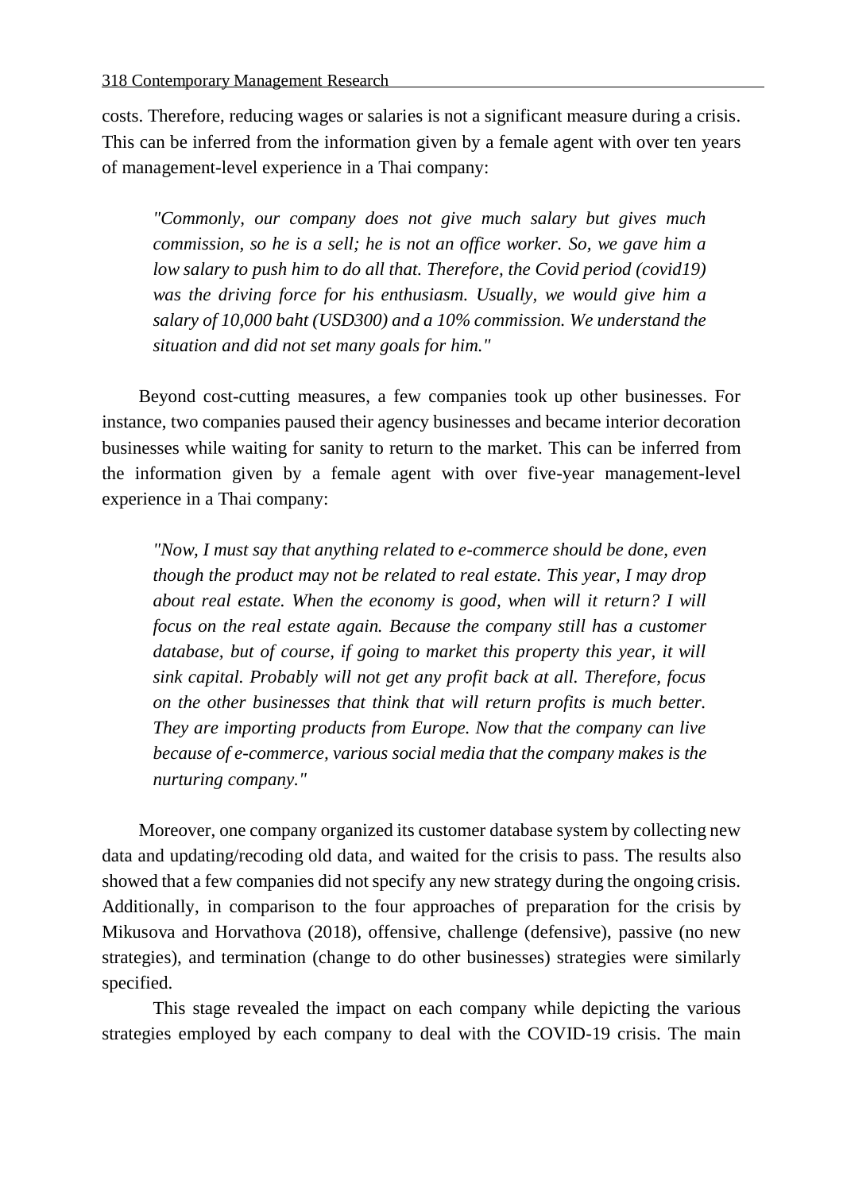costs. Therefore, reducing wages or salaries is not a significant measure during a crisis. This can be inferred from the information given by a female agent with over ten years of management-level experience in a Thai company:

> *"Commonly, our company does not give much salary but gives much commission, so he is a sell; he is not an office worker. So, we gave him a low salary to push him to do all that. Therefore, the Covid period (covid19) was the driving force for his enthusiasm. Usually, we would give him a salary of 10,000 baht (USD300) and a 10% commission. We understand the situation and did not set many goals for him."*

Beyond cost-cutting measures, a few companies took up other businesses. For instance, two companies paused their agency businesses and became interior decoration businesses while waiting for sanity to return to the market. This can be inferred from the information given by a female agent with over five-year management-level experience in a Thai company:

> *"Now, I must say that anything related to e-commerce should be done, even though the product may not be related to real estate. This year, I may drop about real estate. When the economy is good, when will it return? I will focus on the real estate again. Because the company still has a customer database, but of course, if going to market this property this year, it will sink capital. Probably will not get any profit back at all. Therefore, focus on the other businesses that think that will return profits is much better. They are importing products from Europe. Now that the company can live because of e-commerce, various social media that the company makes is the nurturing company."*

Moreover, one company organized its customer database system by collecting new data and updating/recoding old data, and waited for the crisis to pass. The results also showed that a few companies did not specify any new strategy during the ongoing crisis. Additionally, in comparison to the four approaches of preparation for the crisis by Mikusova and Horvathova (2018), offensive, challenge (defensive), passive (no new strategies), and termination (change to do other businesses) strategies were similarly specified.

This stage revealed the impact on each company while depicting the various strategies employed by each company to deal with the COVID-19 crisis. The main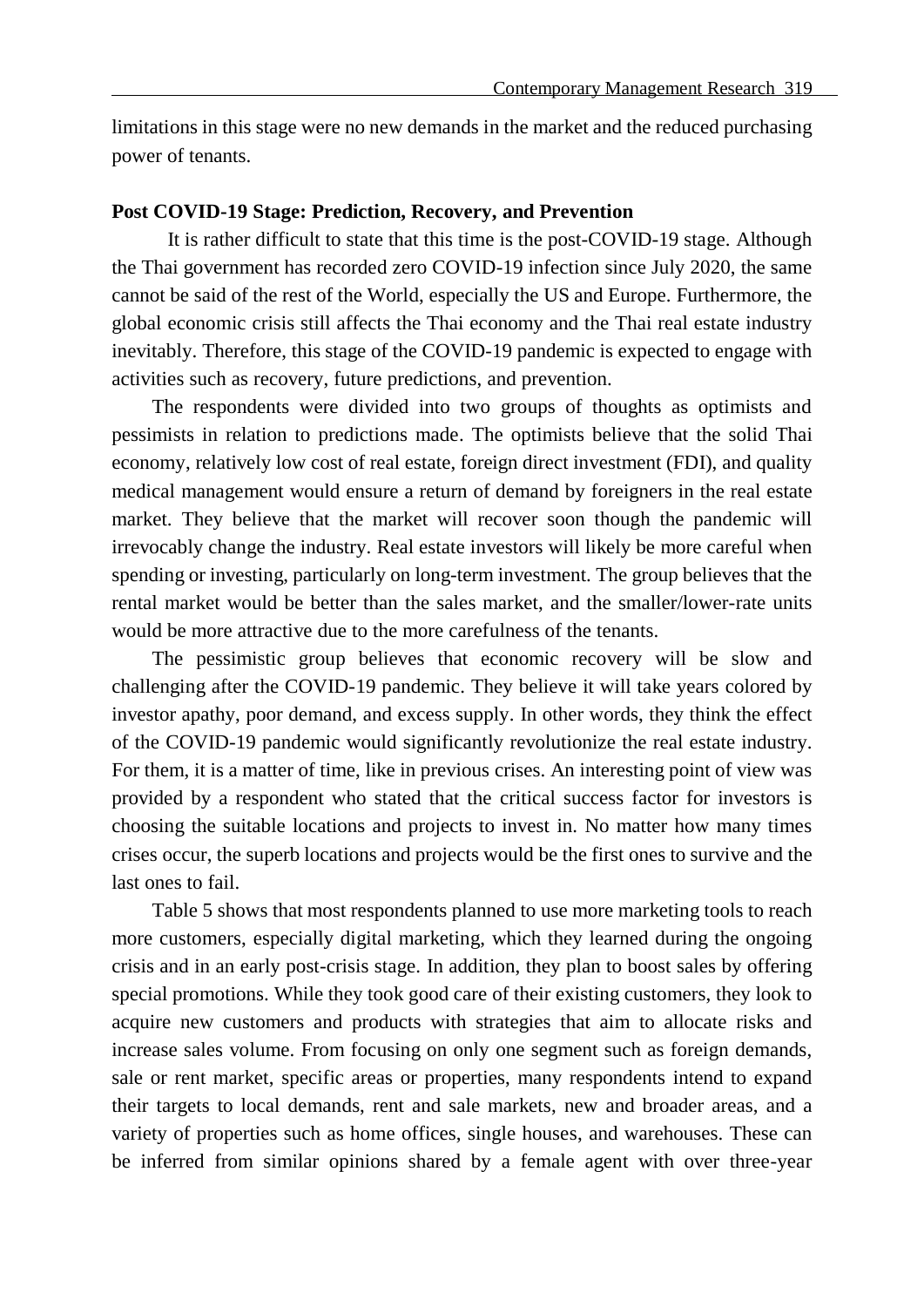limitations in this stage were no new demands in the market and the reduced purchasing power of tenants.

**Post COVID-19 Stage: Prediction, Recovery, and Prevention**

It is rather difficult to state that this time is the post-COVID-19 stage. Although the Thai government has recorded zero COVID-19 infection since July 2020, the same cannot be said of the rest of the World, especially the US and Europe. Furthermore, the global economic crisis still affects the Thai economy and the Thai real estate industry inevitably. Therefore, this stage of the COVID-19 pandemic is expected to engage with activities such as recovery, future predictions, and prevention.

The respondents were divided into two groups of thoughts as optimists and pessimists in relation to predictions made. The optimists believe that the solid Thai economy, relatively low cost of real estate, foreign direct investment (FDI), and quality medical management would ensure a return of demand by foreigners in the real estate market. They believe that the market will recover soon though the pandemic will irrevocably change the industry. Real estate investors will likely be more careful when spending or investing, particularly on long-term investment. The group believes that the rental market would be better than the sales market, and the smaller/lower-rate units would be more attractive due to the more carefulness of the tenants.

The pessimistic group believes that economic recovery will be slow and challenging after the COVID-19 pandemic. They believe it will take years colored by investor apathy, poor demand, and excess supply. In other words, they think the effect of the COVID-19 pandemic would significantly revolutionize the real estate industry. For them, it is a matter of time, like in previous crises. An interesting point of view was provided by a respondent who stated that the critical success factor for investors is choosing the suitable locations and projects to invest in. No matter how many times crises occur, the superb locations and projects would be the first ones to survive and the last ones to fail.

Table 5 shows that most respondents planned to use more marketing tools to reach more customers, especially digital marketing, which they learned during the ongoing crisis and in an early post-crisis stage. In addition, they plan to boost sales by offering special promotions. While they took good care of their existing customers, they look to acquire new customers and products with strategies that aim to allocate risks and increase sales volume. From focusing on only one segment such as foreign demands, sale or rent market, specific areas or properties, many respondents intend to expand their targets to local demands, rent and sale markets, new and broader areas, and a variety of properties such as home offices, single houses, and warehouses. These can be inferred from similar opinions shared by a female agent with over three-year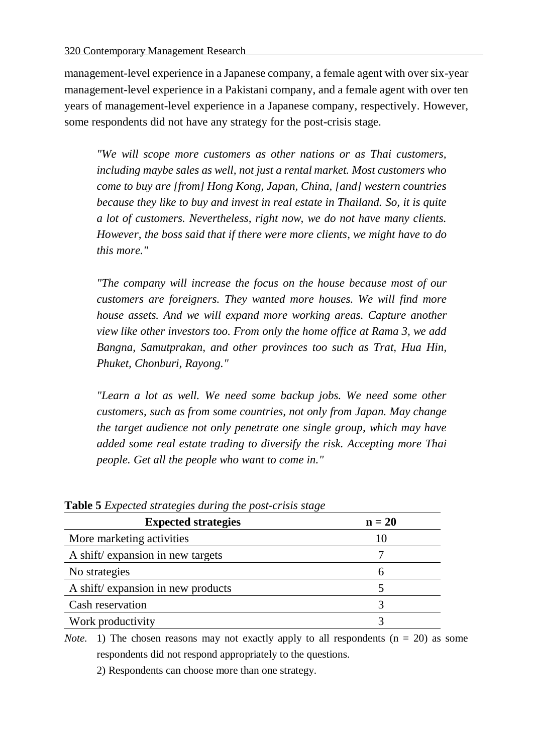management-level experience in a Japanese company, a female agent with over six-year management-level experience in a Pakistani company, and a female agent with over ten years of management-level experience in a Japanese company, respectively. However, some respondents did not have any strategy for the post-crisis stage.

> *"We will scope more customers as other nations or as Thai customers, including maybe sales as well, not just a rental market. Most customers who come to buy are [from] Hong Kong, Japan, China, [and] western countries because they like to buy and invest in real estate in Thailand. So, it is quite a lot of customers. Nevertheless, right now, we do not have many clients. However, the boss said that if there were more clients, we might have to do this more."*

> *"The company will increase the focus on the house because most of our customers are foreigners. They wanted more houses. We will find more house assets. And we will expand more working areas. Capture another view like other investors too. From only the home office at Rama 3, we add Bangna, Samutprakan, and other provinces too such as Trat, Hua Hin, Phuket, Chonburi, Rayong."*

> *"Learn a lot as well. We need some backup jobs. We need some other customers, such as from some countries, not only from Japan. May change the target audience not only penetrate one single group, which may have added some real estate trading to diversify the risk. Accepting more Thai people. Get all the people who want to come in."*

**Table 5** *Expected strategies during the post-crisis stage*

| Expected strategies | n = 20 |
|---|---|
| More marketing activities | 10 |
| A shift/ expansion in new targets | 7 |
| No strategies | 6 |
| A shift/ expansion in new products | 5 |
| Cash reservation | 3 |
| Work productivity | 3 |

*Note.* 1) The chosen reasons may not exactly apply to all respondents (n = 20) as some respondents did not respond appropriately to the questions.

2) Respondents can choose more than one strategy.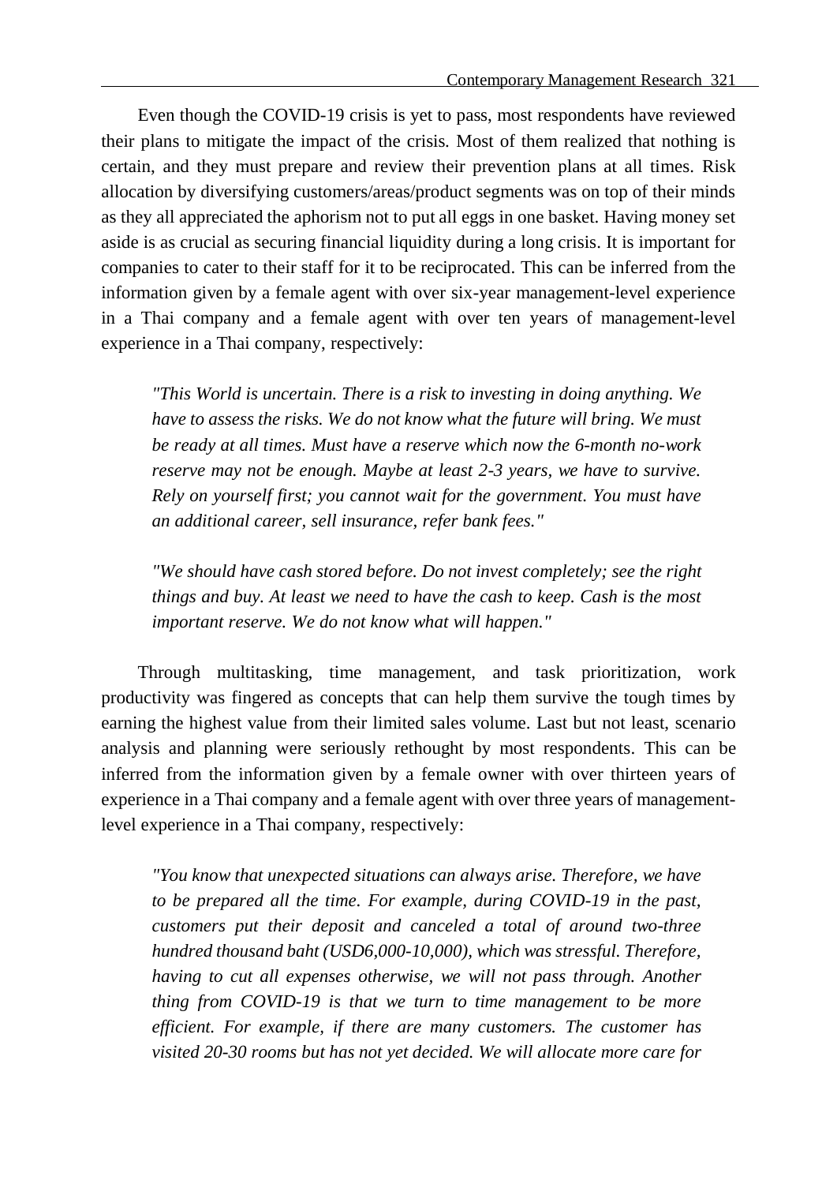Even though the COVID-19 crisis is yet to pass, most respondents have reviewed their plans to mitigate the impact of the crisis. Most of them realized that nothing is certain, and they must prepare and review their prevention plans at all times. Risk allocation by diversifying customers/areas/product segments was on top of their minds as they all appreciated the aphorism not to put all eggs in one basket. Having money set aside is as crucial as securing financial liquidity during a long crisis. It is important for companies to cater to their staff for it to be reciprocated. This can be inferred from the information given by a female agent with over six-year management-level experience in a Thai company and a female agent with over ten years of management-level experience in a Thai company, respectively:

> *"This World is uncertain. There is a risk to investing in doing anything. We have to assess the risks. We do not know what the future will bring. We must be ready at all times. Must have a reserve which now the 6-month no-work reserve may not be enough. Maybe at least 2-3 years, we have to survive. Rely on yourself first; you cannot wait for the government. You must have an additional career, sell insurance, refer bank fees."*

> *"We should have cash stored before. Do not invest completely; see the right things and buy. At least we need to have the cash to keep. Cash is the most important reserve. We do not know what will happen."*

Through multitasking, time management, and task prioritization, work productivity was fingered as concepts that can help them survive the tough times by earning the highest value from their limited sales volume. Last but not least, scenario analysis and planning were seriously rethought by most respondents. This can be inferred from the information given by a female owner with over thirteen years of experience in a Thai company and a female agent with over three years of management-level experience in a Thai company, respectively:

> *"You know that unexpected situations can always arise. Therefore, we have to be prepared all the time. For example, during COVID-19 in the past, customers put their deposit and canceled a total of around two-three hundred thousand baht (USD6,000-10,000), which was stressful. Therefore, having to cut all expenses otherwise, we will not pass through. Another thing from COVID-19 is that we turn to time management to be more efficient. For example, if there are many customers. The customer has visited 20-30 rooms but has not yet decided. We will allocate more care for*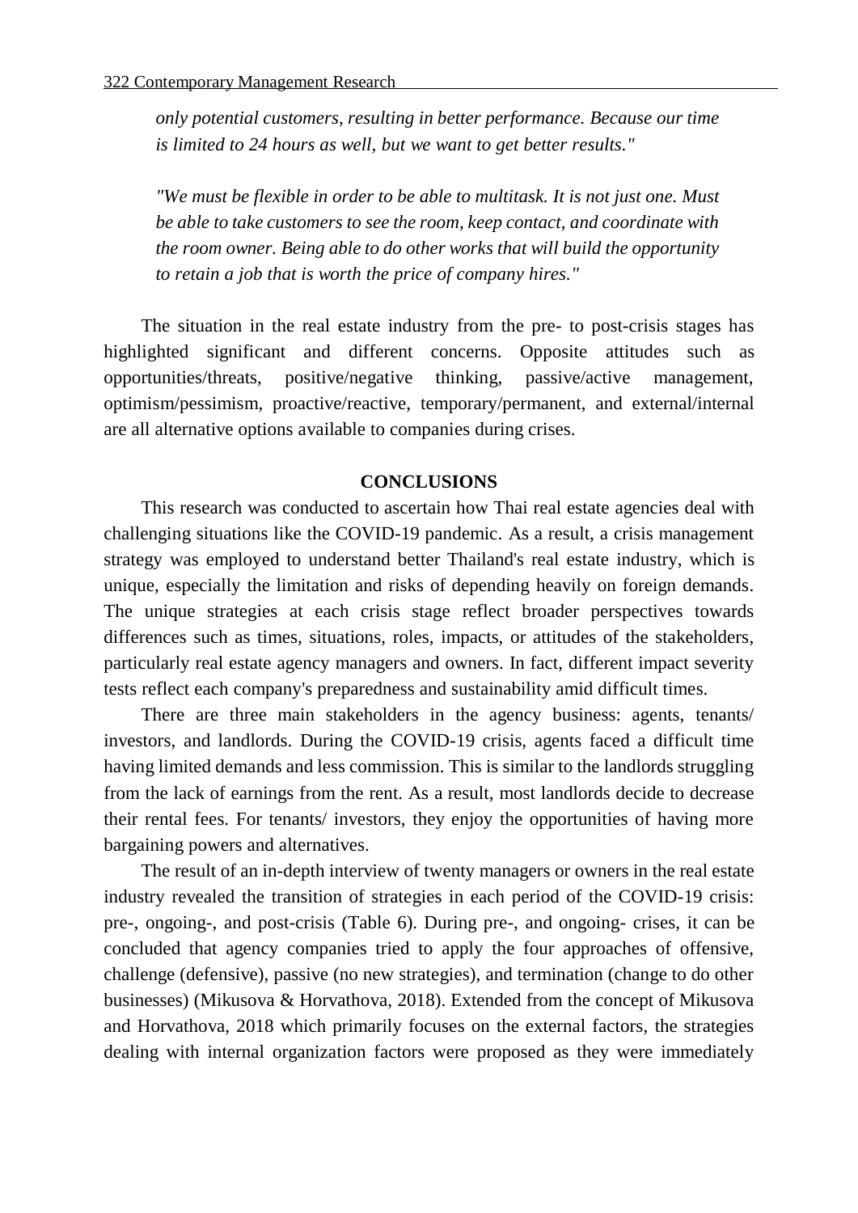*only potential customers, resulting in better performance. Because our time is limited to 24 hours as well, but we want to get better results."*

*"We must be flexible in order to be able to multitask. It is not just one. Must be able to take customers to see the room, keep contact, and coordinate with the room owner. Being able to do other works that will build the opportunity to retain a job that is worth the price of company hires."*

The situation in the real estate industry from the pre- to post-crisis stages has highlighted significant and different concerns. Opposite attitudes such as opportunities/threats, positive/negative thinking, passive/active management, optimism/pessimism, proactive/reactive, temporary/permanent, and external/internal are all alternative options available to companies during crises.

## CONCLUSIONS

This research was conducted to ascertain how Thai real estate agencies deal with challenging situations like the COVID-19 pandemic. As a result, a crisis management strategy was employed to understand better Thailand's real estate industry, which is unique, especially the limitation and risks of depending heavily on foreign demands. The unique strategies at each crisis stage reflect broader perspectives towards differences such as times, situations, roles, impacts, or attitudes of the stakeholders, particularly real estate agency managers and owners. In fact, different impact severity tests reflect each company's preparedness and sustainability amid difficult times.

There are three main stakeholders in the agency business: agents, tenants/ investors, and landlords. During the COVID-19 crisis, agents faced a difficult time having limited demands and less commission. This is similar to the landlords struggling from the lack of earnings from the rent. As a result, most landlords decide to decrease their rental fees. For tenants/ investors, they enjoy the opportunities of having more bargaining powers and alternatives.

The result of an in-depth interview of twenty managers or owners in the real estate industry revealed the transition of strategies in each period of the COVID-19 crisis: pre-, ongoing-, and post-crisis (Table 6). During pre-, and ongoing- crises, it can be concluded that agency companies tried to apply the four approaches of offensive, challenge (defensive), passive (no new strategies), and termination (change to do other businesses) (Mikusova & Horvathova, 2018). Extended from the concept of Mikusova and Horvathova, 2018 which primarily focuses on the external factors, the strategies dealing with internal organization factors were proposed as they were immediately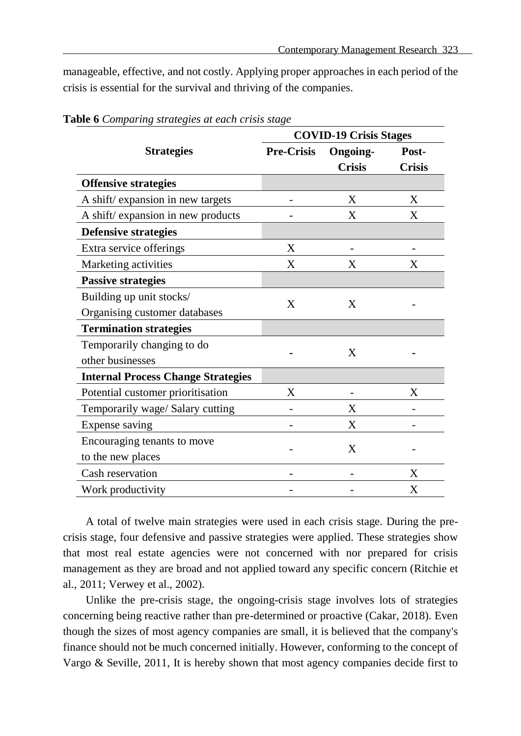manageable, effective, and not costly. Applying proper approaches in each period of the crisis is essential for the survival and thriving of the companies.

**Table 6** *Comparing strategies at each crisis stage*

| Strategies | COVID-19 Crisis Stages | | |
|---|---|---|---|
| | **Pre-Crisis** | **Ongoing-Crisis** | **Post-Crisis** |
| **Offensive strategies** | | | |
| A shift/ expansion in new targets | - | X | X |
| A shift/ expansion in new products | - | X | X |
| **Defensive strategies** | | | |
| Extra service offerings | X | - | - |
| Marketing activities | X | X | X |
| **Passive strategies** | | | |
| Building up unit stocks/ Organising customer databases | X | X | - |
| **Termination strategies** | | | |
| Temporarily changing to do other businesses | - | X | - |
| **Internal Process Change Strategies** | | | |
| Potential customer prioritisation | X | - | X |
| Temporarily wage/ Salary cutting | - | X | - |
| Expense saving | - | X | - |
| Encouraging tenants to move to the new places | - | X | - |
| Cash reservation | - | - | X |
| Work productivity | - | - | X |

A total of twelve main strategies were used in each crisis stage. During the pre-crisis stage, four defensive and passive strategies were applied. These strategies show that most real estate agencies were not concerned with nor prepared for crisis management as they are broad and not applied toward any specific concern (Ritchie et al., 2011; Verwey et al., 2002).

Unlike the pre-crisis stage, the ongoing-crisis stage involves lots of strategies concerning being reactive rather than pre-determined or proactive (Cakar, 2018). Even though the sizes of most agency companies are small, it is believed that the company's finance should not be much concerned initially. However, conforming to the concept of Vargo & Seville, 2011, It is hereby shown that most agency companies decide first to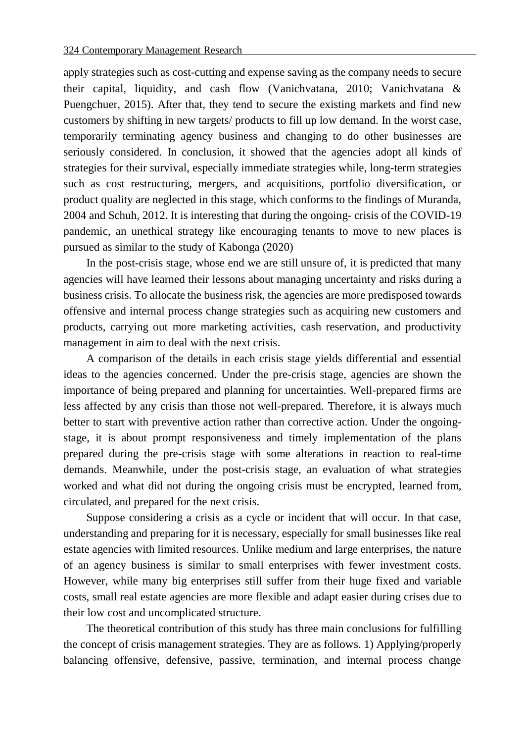apply strategies such as cost-cutting and expense saving as the company needs to secure their capital, liquidity, and cash flow (Vanichvatana, 2010; Vanichvatana & Puengchuer, 2015). After that, they tend to secure the existing markets and find new customers by shifting in new targets/ products to fill up low demand. In the worst case, temporarily terminating agency business and changing to do other businesses are seriously considered. In conclusion, it showed that the agencies adopt all kinds of strategies for their survival, especially immediate strategies while, long-term strategies such as cost restructuring, mergers, and acquisitions, portfolio diversification, or product quality are neglected in this stage, which conforms to the findings of Muranda, 2004 and Schuh, 2012. It is interesting that during the ongoing- crisis of the COVID-19 pandemic, an unethical strategy like encouraging tenants to move to new places is pursued as similar to the study of Kabonga (2020)

In the post-crisis stage, whose end we are still unsure of, it is predicted that many agencies will have learned their lessons about managing uncertainty and risks during a business crisis. To allocate the business risk, the agencies are more predisposed towards offensive and internal process change strategies such as acquiring new customers and products, carrying out more marketing activities, cash reservation, and productivity management in aim to deal with the next crisis.

A comparison of the details in each crisis stage yields differential and essential ideas to the agencies concerned. Under the pre-crisis stage, agencies are shown the importance of being prepared and planning for uncertainties. Well-prepared firms are less affected by any crisis than those not well-prepared. Therefore, it is always much better to start with preventive action rather than corrective action. Under the ongoing-stage, it is about prompt responsiveness and timely implementation of the plans prepared during the pre-crisis stage with some alterations in reaction to real-time demands. Meanwhile, under the post-crisis stage, an evaluation of what strategies worked and what did not during the ongoing crisis must be encrypted, learned from, circulated, and prepared for the next crisis.

Suppose considering a crisis as a cycle or incident that will occur. In that case, understanding and preparing for it is necessary, especially for small businesses like real estate agencies with limited resources. Unlike medium and large enterprises, the nature of an agency business is similar to small enterprises with fewer investment costs. However, while many big enterprises still suffer from their huge fixed and variable costs, small real estate agencies are more flexible and adapt easier during crises due to their low cost and uncomplicated structure.

The theoretical contribution of this study has three main conclusions for fulfilling the concept of crisis management strategies. They are as follows. 1) Applying/properly balancing offensive, defensive, passive, termination, and internal process change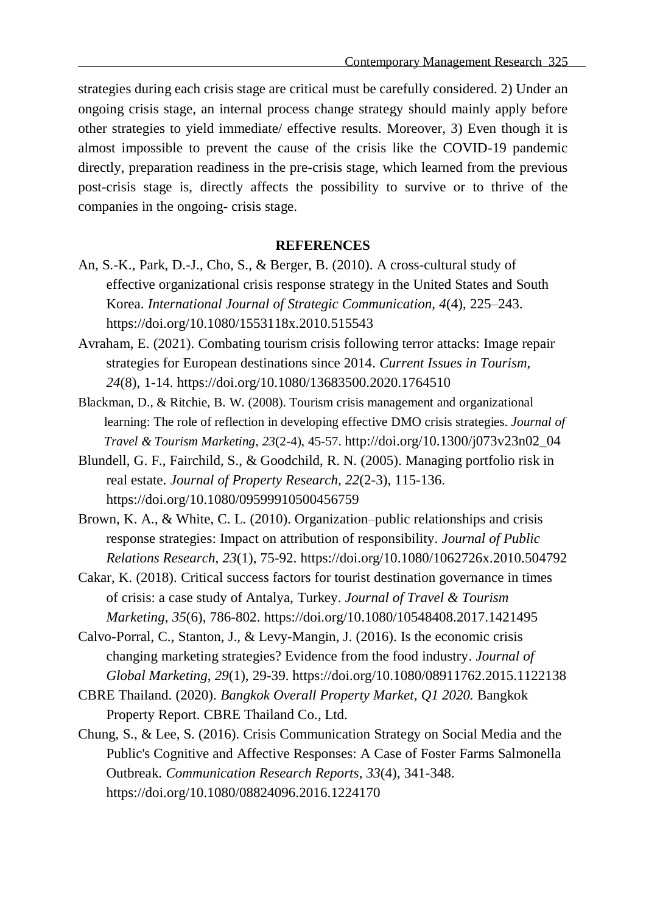strategies during each crisis stage are critical must be carefully considered. 2) Under an ongoing crisis stage, an internal process change strategy should mainly apply before other strategies to yield immediate/ effective results. Moreover, 3) Even though it is almost impossible to prevent the cause of the crisis like the COVID-19 pandemic directly, preparation readiness in the pre-crisis stage, which learned from the previous post-crisis stage is, directly affects the possibility to survive or to thrive of the companies in the ongoing- crisis stage.

## REFERENCES

An, S.-K., Park, D.-J., Cho, S., & Berger, B. (2010). A cross-cultural study of effective organizational crisis response strategy in the United States and South Korea. *International Journal of Strategic Communication, 4*(4), 225–243. https://doi.org/10.1080/1553118x.2010.515543

Avraham, E. (2021). Combating tourism crisis following terror attacks: Image repair strategies for European destinations since 2014. *Current Issues in Tourism, 24*(8), 1-14. https://doi.org/10.1080/13683500.2020.1764510

Blackman, D., & Ritchie, B. W. (2008). Tourism crisis management and organizational learning: The role of reflection in developing effective DMO crisis strategies. *Journal of Travel & Tourism Marketing*, *23*(2-4), 45-57. http://doi.org/10.1300/j073v23n02_04

Blundell, G. F., Fairchild, S., & Goodchild, R. N. (2005). Managing portfolio risk in real estate. *Journal of Property Research*, *22*(2-3), 115-136. https://doi.org/10.1080/09599910500456759

Brown, K. A., & White, C. L. (2010). Organization–public relationships and crisis response strategies: Impact on attribution of responsibility. *Journal of Public Relations Research*, *23*(1), 75-92. https://doi.org/10.1080/1062726x.2010.504792

Cakar, K. (2018). Critical success factors for tourist destination governance in times of crisis: a case study of Antalya, Turkey. *Journal of Travel & Tourism Marketing*, *35*(6), 786-802. https://doi.org/10.1080/10548408.2017.1421495

Calvo-Porral, C., Stanton, J., & Levy-Mangin, J. (2016). Is the economic crisis changing marketing strategies? Evidence from the food industry. *Journal of Global Marketing*, *29*(1), 29-39. https://doi.org/10.1080/08911762.2015.1122138

CBRE Thailand. (2020). *Bangkok Overall Property Market, Q1 2020.* Bangkok Property Report. CBRE Thailand Co., Ltd.

Chung, S., & Lee, S. (2016). Crisis Communication Strategy on Social Media and the Public's Cognitive and Affective Responses: A Case of Foster Farms Salmonella Outbreak. *Communication Research Reports*, *33*(4), 341-348. https://doi.org/10.1080/08824096.2016.1224170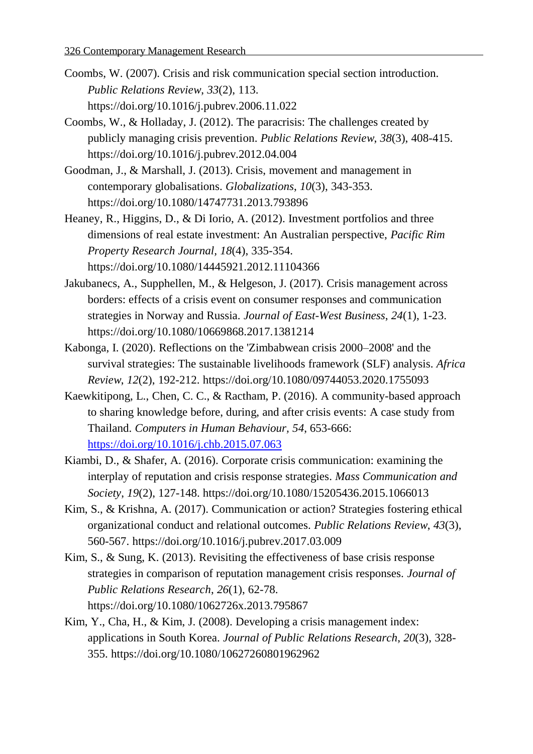Coombs, W. (2007). Crisis and risk communication special section introduction. *Public Relations Review*, *33*(2), 113. https://doi.org/10.1016/j.pubrev.2006.11.022

Coombs, W., & Holladay, J. (2012). The paracrisis: The challenges created by publicly managing crisis prevention. *Public Relations Review*, *38*(3), 408-415. https://doi.org/10.1016/j.pubrev.2012.04.004

Goodman, J., & Marshall, J. (2013). Crisis, movement and management in contemporary globalisations. *Globalizations*, *10*(3), 343-353. https://doi.org/10.1080/14747731.2013.793896

Heaney, R., Higgins, D., & Di Iorio, A. (2012). Investment portfolios and three dimensions of real estate investment: An Australian perspective, *Pacific Rim Property Research Journal, 18*(4), 335-354. https://doi.org/10.1080/14445921.2012.11104366

Jakubanecs, A., Supphellen, M., & Helgeson, J. (2017). Crisis management across borders: effects of a crisis event on consumer responses and communication strategies in Norway and Russia. *Journal of East-West Business*, *24*(1), 1-23. https://doi.org/10.1080/10669868.2017.1381214

Kabonga, I. (2020). Reflections on the 'Zimbabwean crisis 2000–2008' and the survival strategies: The sustainable livelihoods framework (SLF) analysis. *Africa Review*, *12*(2), 192-212. https://doi.org/10.1080/09744053.2020.1755093

Kaewkitipong, L., Chen, C. C., & Ractham, P. (2016). A community-based approach to sharing knowledge before, during, and after crisis events: A case study from Thailand. *Computers in Human Behaviour, 54*, 653-666: https://doi.org/10.1016/j.chb.2015.07.063

Kiambi, D., & Shafer, A. (2016). Corporate crisis communication: examining the interplay of reputation and crisis response strategies. *Mass Communication and Society*, *19*(2), 127-148. https://doi.org/10.1080/15205436.2015.1066013

Kim, S., & Krishna, A. (2017). Communication or action? Strategies fostering ethical organizational conduct and relational outcomes. *Public Relations Review*, *43*(3), 560-567. https://doi.org/10.1016/j.pubrev.2017.03.009

Kim, S., & Sung, K. (2013). Revisiting the effectiveness of base crisis response strategies in comparison of reputation management crisis responses. *Journal of Public Relations Research*, *26*(1), 62-78. https://doi.org/10.1080/1062726x.2013.795867

Kim, Y., Cha, H., & Kim, J. (2008). Developing a crisis management index: applications in South Korea. *Journal of Public Relations Research*, *20*(3), 328-355. https://doi.org/10.1080/10627260801962962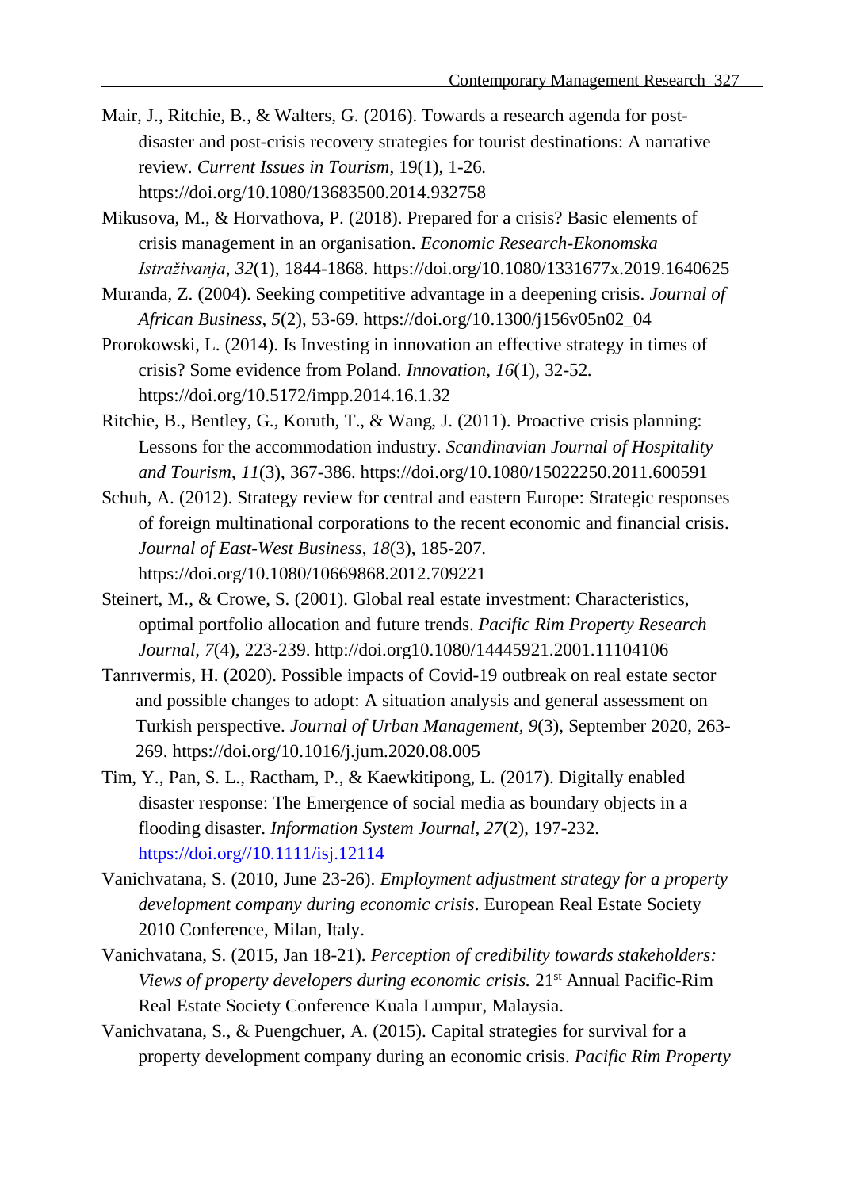Mair, J., Ritchie, B., & Walters, G. (2016). Towards a research agenda for post-disaster and post-crisis recovery strategies for tourist destinations: A narrative review. *Current Issues in Tourism*, 19(1), 1-26. https://doi.org/10.1080/13683500.2014.932758

Mikusova, M., & Horvathova, P. (2018). Prepared for a crisis? Basic elements of crisis management in an organisation. *Economic Research-Ekonomska Istraživanja*, *32*(1), 1844-1868. https://doi.org/10.1080/1331677x.2019.1640625

Muranda, Z. (2004). Seeking competitive advantage in a deepening crisis. *Journal of African Business*, *5*(2), 53-69. https://doi.org/10.1300/j156v05n02_04

Prorokowski, L. (2014). Is Investing in innovation an effective strategy in times of crisis? Some evidence from Poland. *Innovation*, *16*(1), 32-52. https://doi.org/10.5172/impp.2014.16.1.32

Ritchie, B., Bentley, G., Koruth, T., & Wang, J. (2011). Proactive crisis planning: Lessons for the accommodation industry. *Scandinavian Journal of Hospitality and Tourism*, *11*(3), 367-386. https://doi.org/10.1080/15022250.2011.600591

Schuh, A. (2012). Strategy review for central and eastern Europe: Strategic responses of foreign multinational corporations to the recent economic and financial crisis. *Journal of East-West Business*, *18*(3), 185-207. https://doi.org/10.1080/10669868.2012.709221

Steinert, M., & Crowe, S. (2001). Global real estate investment: Characteristics, optimal portfolio allocation and future trends. *Pacific Rim Property Research Journal*, *7*(4), 223-239. http://doi.org10.1080/14445921.2001.11104106

Tanrıvermis, H. (2020). Possible impacts of Covid-19 outbreak on real estate sector and possible changes to adopt: A situation analysis and general assessment on Turkish perspective. *Journal of Urban Management*, *9*(3), September 2020, 263-269. https://doi.org/10.1016/j.jum.2020.08.005

Tim, Y., Pan, S. L., Ractham, P., & Kaewkitipong, L. (2017). Digitally enabled disaster response: The Emergence of social media as boundary objects in a flooding disaster. *Information System Journal*, *27*(2), 197-232. https://doi.org//10.1111/isj.12114

Vanichvatana, S. (2010, June 23-26). *Employment adjustment strategy for a property development company during economic crisis*. European Real Estate Society 2010 Conference, Milan, Italy.

Vanichvatana, S. (2015, Jan 18-21). *Perception of credibility towards stakeholders: Views of property developers during economic crisis.* 21st Annual Pacific-Rim Real Estate Society Conference Kuala Lumpur, Malaysia.

Vanichvatana, S., & Puengchuer, A. (2015). Capital strategies for survival for a property development company during an economic crisis. *Pacific Rim Property*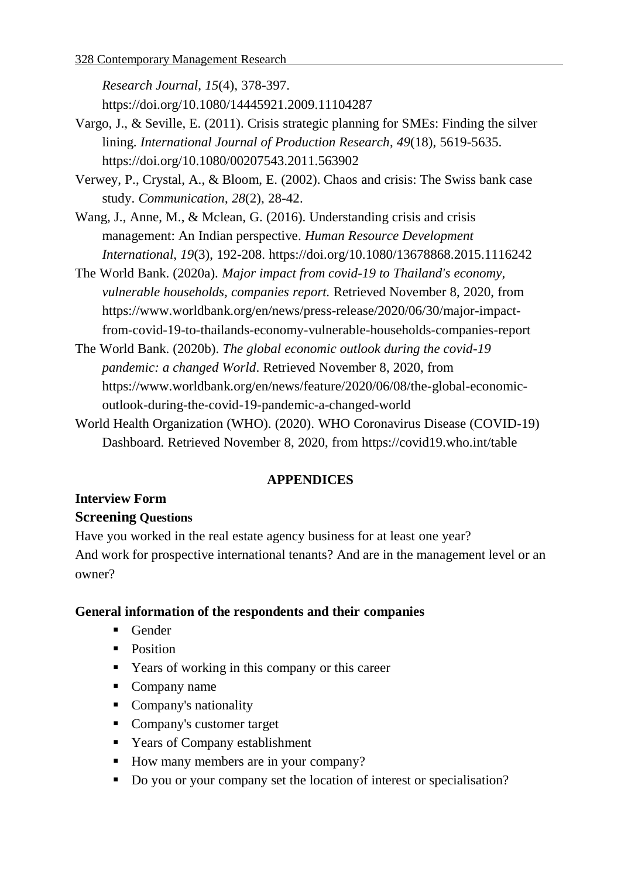*Research Journal*, *15*(4), 378-397. https://doi.org/10.1080/14445921.2009.11104287

Vargo, J., & Seville, E. (2011). Crisis strategic planning for SMEs: Finding the silver lining. *International Journal of Production Research*, *49*(18), 5619-5635. https://doi.org/10.1080/00207543.2011.563902

Verwey, P., Crystal, A., & Bloom, E. (2002). Chaos and crisis: The Swiss bank case study. *Communication*, *28*(2), 28-42.

Wang, J., Anne, M., & Mclean, G. (2016). Understanding crisis and crisis management: An Indian perspective. *Human Resource Development International*, *19*(3), 192-208. https://doi.org/10.1080/13678868.2015.1116242

The World Bank. (2020a). *Major impact from covid-19 to Thailand's economy, vulnerable households, companies report.* Retrieved November 8, 2020, from https://www.worldbank.org/en/news/press-release/2020/06/30/major-impact-from-covid-19-to-thailands-economy-vulnerable-households-companies-report

The World Bank. (2020b). *The global economic outlook during the covid-19 pandemic: a changed World*. Retrieved November 8, 2020, from https://www.worldbank.org/en/news/feature/2020/06/08/the-global-economic-outlook-during-the-covid-19-pandemic-a-changed-world

World Health Organization (WHO). (2020). WHO Coronavirus Disease (COVID-19) Dashboard. Retrieved November 8, 2020, from https://covid19.who.int/table

## APPENDICES

### Interview Form

#### Screening Questions

Have you worked in the real estate agency business for at least one year? And work for prospective international tenants? And are in the management level or an owner?

#### General information of the respondents and their companies

- Gender
- Position
- Years of working in this company or this career
- Company name
- Company's nationality
- Company's customer target
- Years of Company establishment
- How many members are in your company?
- Do you or your company set the location of interest or specialisation?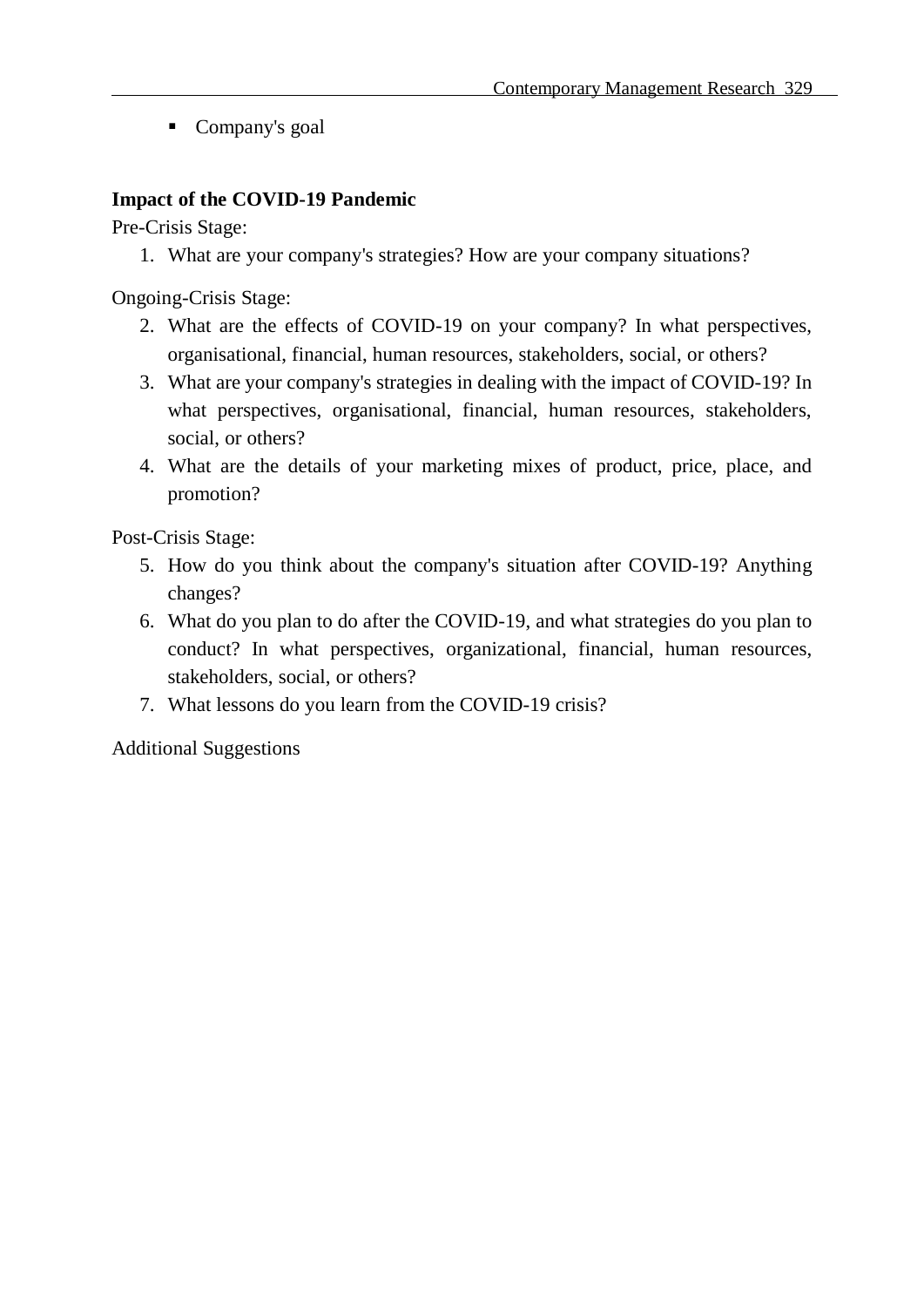- Company's goal

**Impact of the COVID-19 Pandemic**

Pre-Crisis Stage:

1. What are your company's strategies? How are your company situations?

Ongoing-Crisis Stage:

2. What are the effects of COVID-19 on your company? In what perspectives, organisational, financial, human resources, stakeholders, social, or others?
3. What are your company's strategies in dealing with the impact of COVID-19? In what perspectives, organisational, financial, human resources, stakeholders, social, or others?
4. What are the details of your marketing mixes of product, price, place, and promotion?

Post-Crisis Stage:

5. How do you think about the company's situation after COVID-19? Anything changes?
6. What do you plan to do after the COVID-19, and what strategies do you plan to conduct? In what perspectives, organizational, financial, human resources, stakeholders, social, or others?
7. What lessons do you learn from the COVID-19 crisis?

Additional Suggestions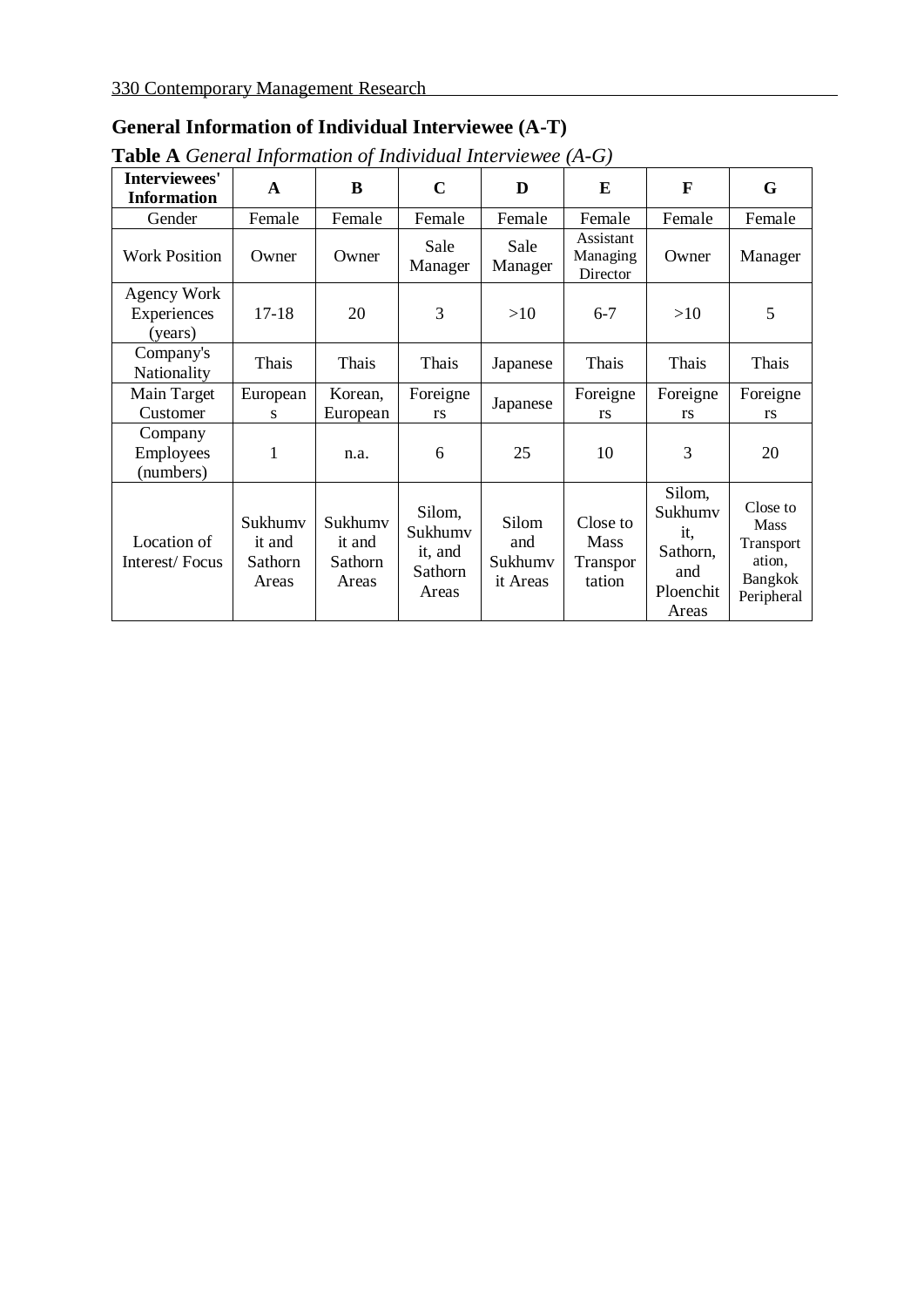## General Information of Individual Interviewee (A-T)

**Table A** *General Information of Individual Interviewee (A-G)*

| Interviewees' Information | A | B | C | D | E | F | G |
|---|---|---|---|---|---|---|---|
| Gender | Female | Female | Female | Female | Female | Female | Female |
| Work Position | Owner | Owner | Sale Manager | Sale Manager | Assistant Managing Director | Owner | Manager |
| Agency Work Experiences (years) | 17-18 | 20 | 3 | >10 | 6-7 | >10 | 5 |
| Company's Nationality | Thais | Thais | Thais | Japanese | Thais | Thais | Thais |
| Main Target Customer | Europeans | Korean, European | Foreigners | Japanese | Foreigners | Foreigners | Foreigners |
| Company Employees (numbers) | 1 | n.a. | 6 | 25 | 10 | 3 | 20 |
| Location of Interest/ Focus | Sukhumvit and Sathorn Areas | Sukhumvit and Sathorn Areas | Silom, Sukhumvit, and Sathorn Areas | Silom and Sukhumvit Areas | Close to Mass Transportation | Silom, Sukhumvit, Sathorn, and Ploenchit Areas | Close to Mass Transportation, Bangkok Peripheral |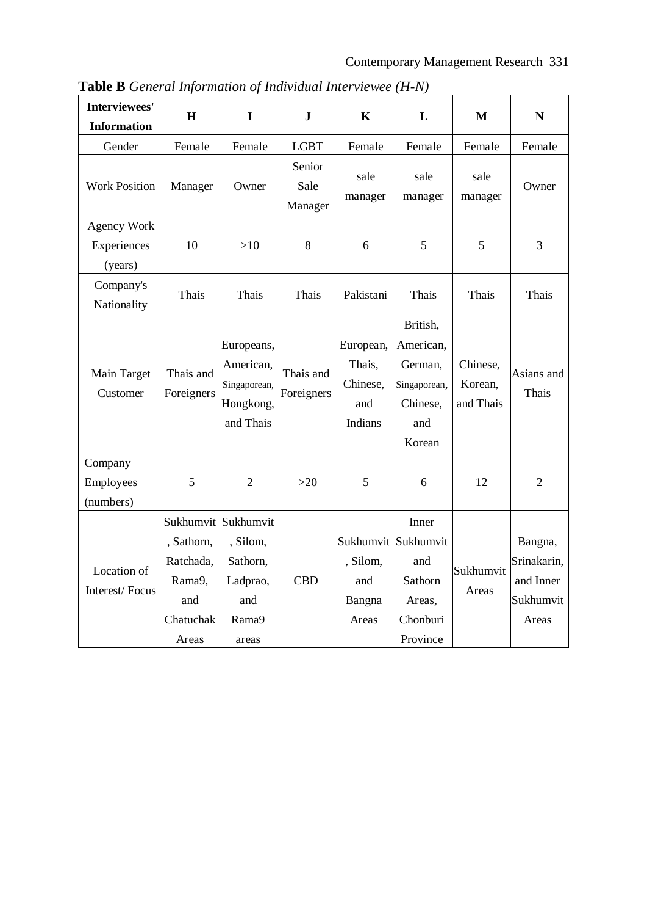**Table B** *General Information of Individual Interviewee (H-N)*

| Interviewees' Information | H | I | J | K | L | M | N |
|---|---|---|---|---|---|---|---|
| Gender | Female | Female | LGBT | Female | Female | Female | Female |
| Work Position | Manager | Owner | Senior Sale Manager | sale manager | sale manager | sale manager | Owner |
| Agency Work Experiences (years) | 10 | >10 | 8 | 6 | 5 | 5 | 3 |
| Company's Nationality | Thais | Thais | Thais | Pakistani | Thais | Thais | Thais |
| Main Target Customer | Thais and Foreigners | Europeans, American, Singaporean, Hongkong, and Thais | Thais and Foreigners | European, Thais, Chinese, and Indians | British, American, German, Singaporean, Chinese, and Korean | Chinese, Korean, and Thais | Asians and Thais |
| Company Employees (numbers) | 5 | 2 | >20 | 5 | 6 | 12 | 2 |
| Location of Interest/ Focus | Sukhumvit, Sathorn, Ratchada, Rama9, and Chatuchak Areas | Sukhumvit, Silom, Sathorn, Ladprao, and Rama9 areas | CBD | Sukhumvit, Silom, and Bangna Areas | Inner Sukhumvit and Sathorn Areas, Chonburi Province | Sukhumvit Areas | Bangna, Srinakarin, and Inner Sukhumvit Areas |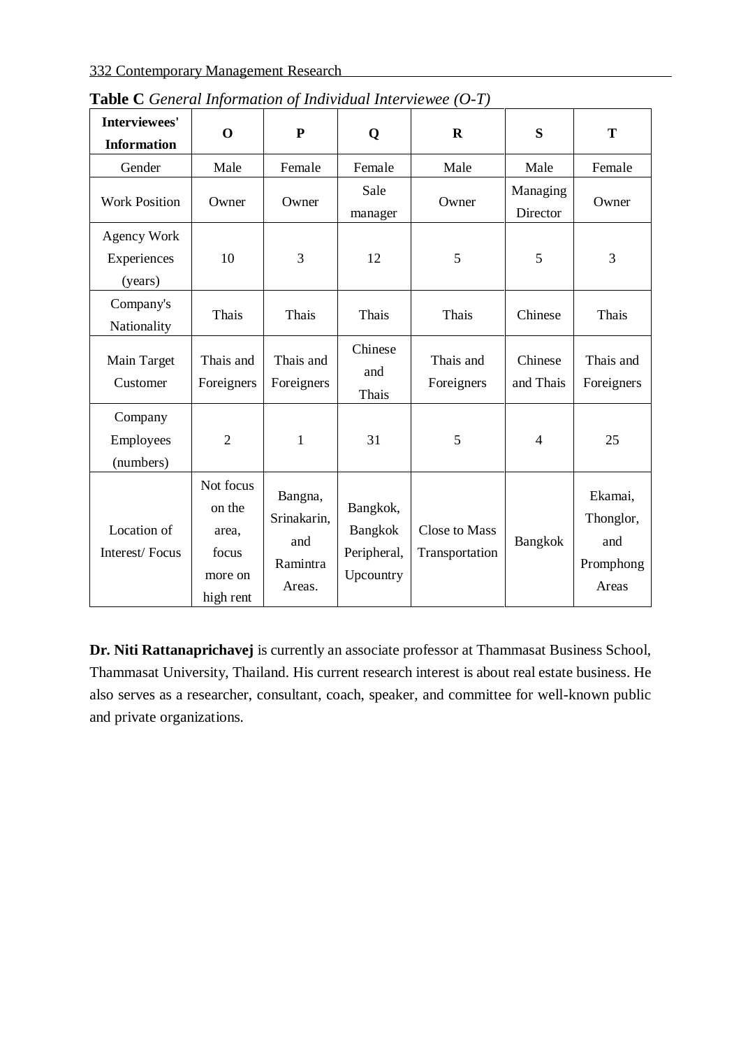**Table C** *General Information of Individual Interviewee (O-T)*

| **Interviewees' Information** | **O** | **P** | **Q** | **R** | **S** | **T** |
|---|---|---|---|---|---|---|
| Gender | Male | Female | Female | Male | Male | Female |
| Work Position | Owner | Owner | Sale manager | Owner | Managing Director | Owner |
| Agency Work Experiences (years) | 10 | 3 | 12 | 5 | 5 | 3 |
| Company's Nationality | Thais | Thais | Thais | Thais | Chinese | Thais |
| Main Target Customer | Thais and Foreigners | Thais and Foreigners | Chinese and Thais | Thais and Foreigners | Chinese and Thais | Thais and Foreigners |
| Company Employees (numbers) | 2 | 1 | 31 | 5 | 4 | 25 |
| Location of Interest/ Focus | Not focus on the area, focus more on high rent | Bangna, Srinakarin, and Ramintra Areas. | Bangkok, Bangkok Peripheral, Upcountry | Close to Mass Transportation | Bangkok | Ekamai, Thonglor, and Promphong Areas |

**Dr. Niti Rattanaprichavej** is currently an associate professor at Thammasat Business School, Thammasat University, Thailand. His current research interest is about real estate business. He also serves as a researcher, consultant, coach, speaker, and committee for well-known public and private organizations.